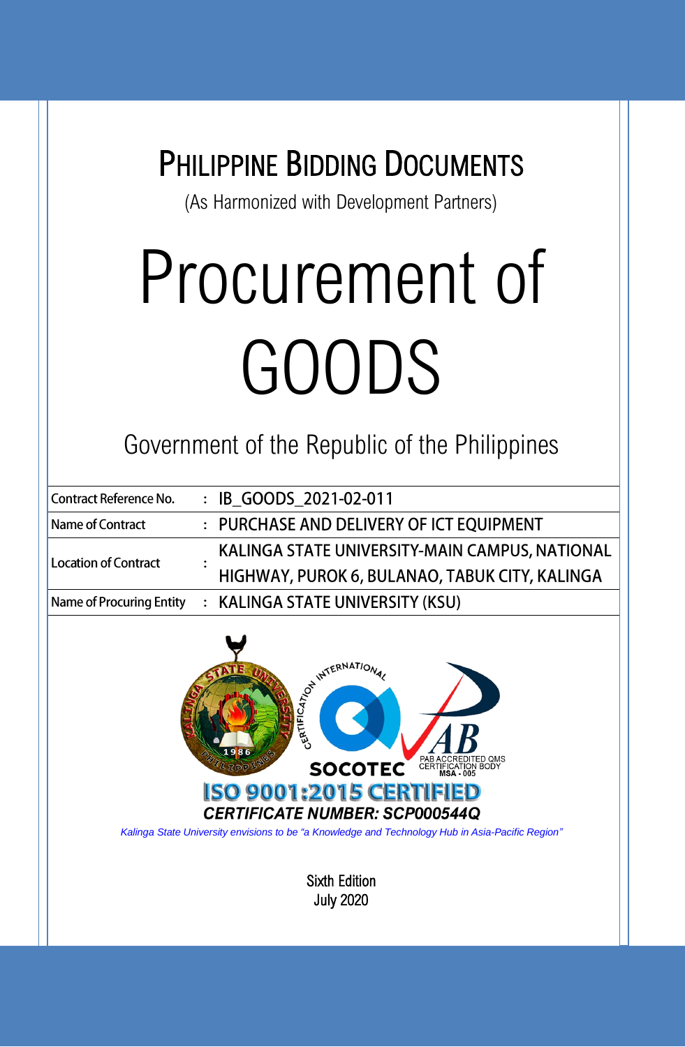# Philippine Bidding Documents

(As Harmonized with Development Partners)

# Procurement of GOODS

## Government of the Republic of the Philippines

| | | |
|---|---|---|
| Contract Reference No. | : | IB_GOODS_2021-02-011 |
| Name of Contract | : | PURCHASE AND DELIVERY OF ICT EQUIPMENT |
| Location of Contract | : | KALINGA STATE UNIVERSITY-MAIN CAMPUS, NATIONAL HIGHWAY, PUROK 6, BULANAO, TABUK CITY, KALINGA |
| Name of Procuring Entity | : | KALINGA STATE UNIVERSITY (KSU) |

KALINGA STATE UNIVERSITY PHILIPPINES 1986

INTERNATIONAL CERTIFICATION SOCOTEC

PAB ACCREDITED QMS CERTIFICATION BODY MSA - 005

**ISO 9001:2015 CERTIFIED**

***CERTIFICATE NUMBER: SCP000544Q***

*Kalinga State University envisions to be "a Knowledge and Technology Hub in Asia-Pacific Region"*

Sixth Edition
July 2020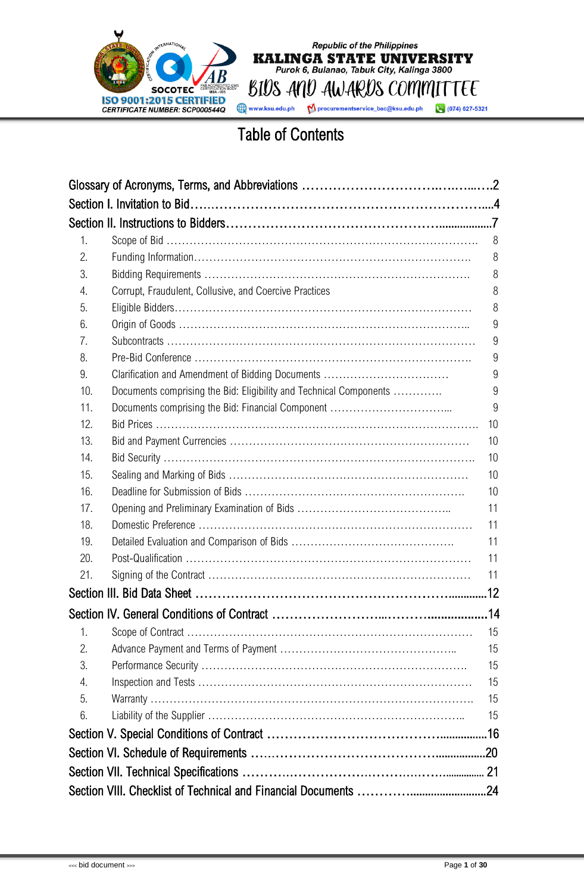# Table of Contents

Glossary of Acronyms, Terms, and Abbreviations ............................................2

Section I. Invitation to Bid.......................................................................4

Section II. Instructions to Bidders...............................................................7

1. Scope of Bid ................................................................................ 8
2. Funding Information...................................................................... 8
3. Bidding Requirements .................................................................. 8
4. Corrupt, Fraudulent, Collusive, and Coercive Practices 8
5. Eligible Bidders............................................................................ 8
6. Origin of Goods ........................................................................... 9
7. Subcontracts ............................................................................... 9
8. Pre-Bid Conference ...................................................................... 9
9. Clarification and Amendment of Bidding Documents ................................ 9
10. Documents comprising the Bid: Eligibility and Technical Components ............ 9
11. Documents comprising the Bid: Financial Component ............................... 9
12. Bid Prices .................................................................................. 10
13. Bid and Payment Currencies ............................................................ 10
14. Bid Security ............................................................................... 10
15. Sealing and Marking of Bids ............................................................ 10
16. Deadline for Submission of Bids ........................................................ 10
17. Opening and Preliminary Examination of Bids ...................................... 11
18. Domestic Preference ..................................................................... 11
19. Detailed Evaluation and Comparison of Bids ......................................... 11
20. Post-Qualification ........................................................................ 11
21. Signing of the Contract .................................................................. 11

Section III. Bid Data Sheet .....................................................................12

Section IV. General Conditions of Contract ..................................................14

1. Scope of Contract ......................................................................... 15
2. Advance Payment and Terms of Payment ............................................. 15
3. Performance Security .................................................................... 15
4. Inspection and Tests ..................................................................... 15
5. Warranty .................................................................................... 15
6. Liability of the Supplier .................................................................. 15

Section V. Special Conditions of Contract ....................................................16

Section VI. Schedule of Requirements .........................................................20

Section VII. Technical Specifications .......................................................... 21

Section VIII. Checklist of Technical and Financial Documents ...........................24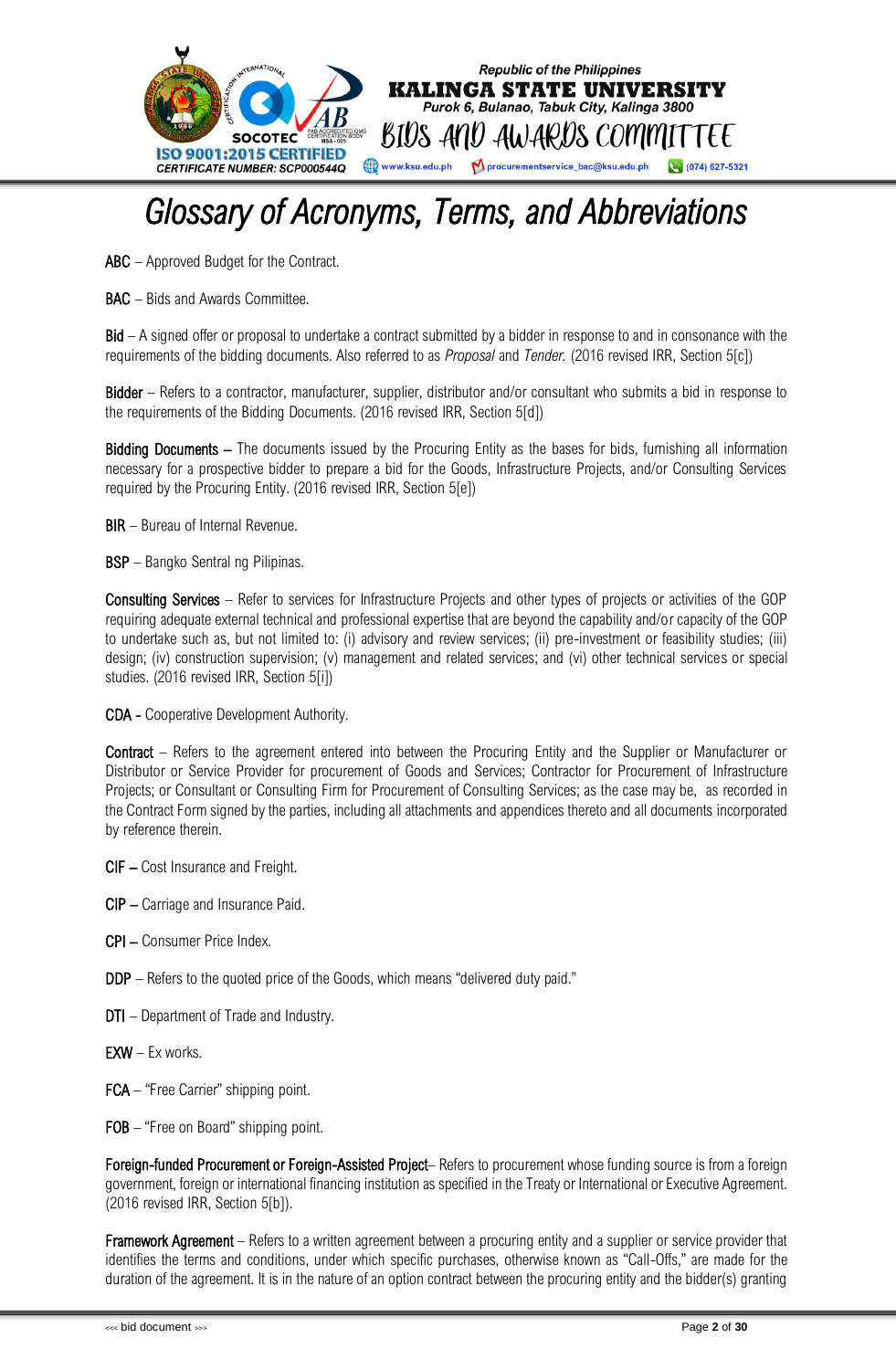# Glossary of Acronyms, Terms, and Abbreviations

**ABC** – Approved Budget for the Contract.

**BAC** – Bids and Awards Committee.

**Bid** – A signed offer or proposal to undertake a contract submitted by a bidder in response to and in consonance with the requirements of the bidding documents. Also referred to as *Proposal* and *Tender.* (2016 revised IRR, Section 5[c])

**Bidder** – Refers to a contractor, manufacturer, supplier, distributor and/or consultant who submits a bid in response to the requirements of the Bidding Documents. (2016 revised IRR, Section 5[d])

**Bidding Documents –** The documents issued by the Procuring Entity as the bases for bids, furnishing all information necessary for a prospective bidder to prepare a bid for the Goods, Infrastructure Projects, and/or Consulting Services required by the Procuring Entity. (2016 revised IRR, Section 5[e])

**BIR** – Bureau of Internal Revenue.

**BSP** – Bangko Sentral ng Pilipinas.

**Consulting Services** – Refer to services for Infrastructure Projects and other types of projects or activities of the GOP requiring adequate external technical and professional expertise that are beyond the capability and/or capacity of the GOP to undertake such as, but not limited to: (i) advisory and review services; (ii) pre-investment or feasibility studies; (iii) design; (iv) construction supervision; (v) management and related services; and (vi) other technical services or special studies. (2016 revised IRR, Section 5[i])

**CDA -** Cooperative Development Authority.

**Contract** – Refers to the agreement entered into between the Procuring Entity and the Supplier or Manufacturer or Distributor or Service Provider for procurement of Goods and Services; Contractor for Procurement of Infrastructure Projects; or Consultant or Consulting Firm for Procurement of Consulting Services; as the case may be, as recorded in the Contract Form signed by the parties, including all attachments and appendices thereto and all documents incorporated by reference therein.

**CIF –** Cost Insurance and Freight.

**CIP –** Carriage and Insurance Paid.

**CPI –** Consumer Price Index.

**DDP** – Refers to the quoted price of the Goods, which means "delivered duty paid."

**DTI** – Department of Trade and Industry.

**EXW** – Ex works.

**FCA** – "Free Carrier" shipping point.

**FOB** – "Free on Board" shipping point.

**Foreign-funded Procurement or Foreign-Assisted Project**– Refers to procurement whose funding source is from a foreign government, foreign or international financing institution as specified in the Treaty or International or Executive Agreement. (2016 revised IRR, Section 5[b]).

**Framework Agreement** – Refers to a written agreement between a procuring entity and a supplier or service provider that identifies the terms and conditions, under which specific purchases, otherwise known as "Call-Offs," are made for the duration of the agreement. It is in the nature of an option contract between the procuring entity and the bidder(s) granting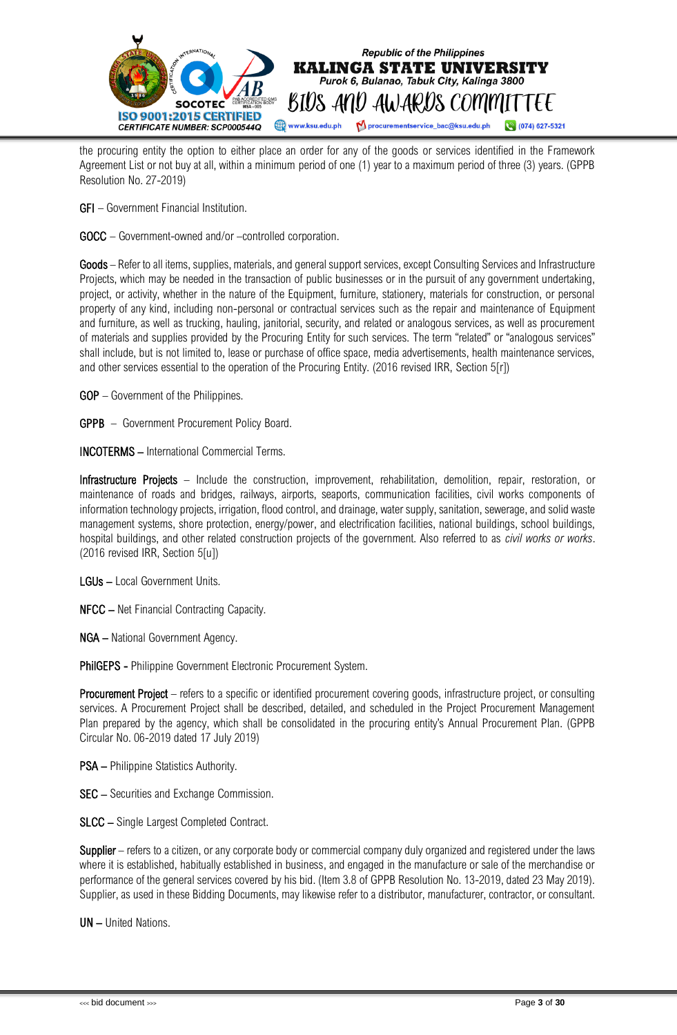the procuring entity the option to either place an order for any of the goods or services identified in the Framework Agreement List or not buy at all, within a minimum period of one (1) year to a maximum period of three (3) years. (GPPB Resolution No. 27-2019)

**GFI** – Government Financial Institution.

**GOCC** – Government-owned and/or –controlled corporation.

**Goods** – Refer to all items, supplies, materials, and general support services, except Consulting Services and Infrastructure Projects, which may be needed in the transaction of public businesses or in the pursuit of any government undertaking, project, or activity, whether in the nature of the Equipment, furniture, stationery, materials for construction, or personal property of any kind, including non-personal or contractual services such as the repair and maintenance of Equipment and furniture, as well as trucking, hauling, janitorial, security, and related or analogous services, as well as procurement of materials and supplies provided by the Procuring Entity for such services. The term "related" or "analogous services" shall include, but is not limited to, lease or purchase of office space, media advertisements, health maintenance services, and other services essential to the operation of the Procuring Entity. (2016 revised IRR, Section 5[r])

**GOP** – Government of the Philippines.

**GPPB** – Government Procurement Policy Board.

**INCOTERMS** – International Commercial Terms.

**Infrastructure Projects** – Include the construction, improvement, rehabilitation, demolition, repair, restoration, or maintenance of roads and bridges, railways, airports, seaports, communication facilities, civil works components of information technology projects, irrigation, flood control, and drainage, water supply, sanitation, sewerage, and solid waste management systems, shore protection, energy/power, and electrification facilities, national buildings, school buildings, hospital buildings, and other related construction projects of the government. Also referred to as *civil works or works*. (2016 revised IRR, Section 5[u])

**LGUs** – Local Government Units.

**NFCC** – Net Financial Contracting Capacity.

**NGA** – National Government Agency.

**PhilGEPS** - Philippine Government Electronic Procurement System.

**Procurement Project** – refers to a specific or identified procurement covering goods, infrastructure project, or consulting services. A Procurement Project shall be described, detailed, and scheduled in the Project Procurement Management Plan prepared by the agency, which shall be consolidated in the procuring entity's Annual Procurement Plan. (GPPB Circular No. 06-2019 dated 17 July 2019)

**PSA** – Philippine Statistics Authority.

**SEC** – Securities and Exchange Commission.

**SLCC** – Single Largest Completed Contract.

**Supplier** – refers to a citizen, or any corporate body or commercial company duly organized and registered under the laws where it is established, habitually established in business, and engaged in the manufacture or sale of the merchandise or performance of the general services covered by his bid. (Item 3.8 of GPPB Resolution No. 13-2019, dated 23 May 2019). Supplier, as used in these Bidding Documents, may likewise refer to a distributor, manufacturer, contractor, or consultant.

**UN** – United Nations.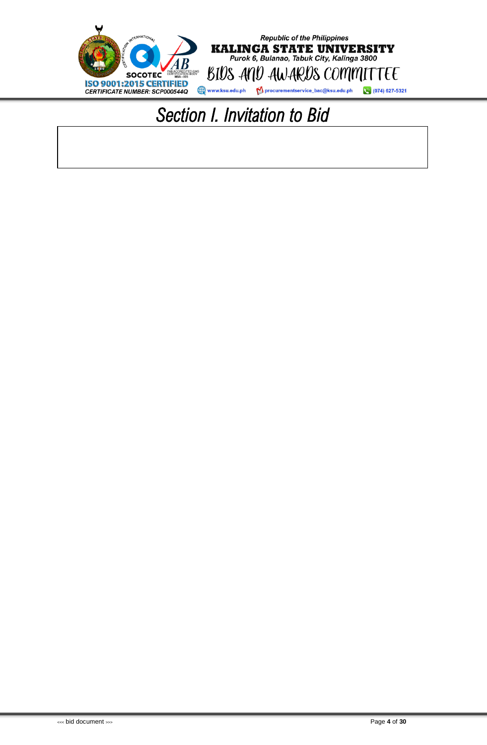# Section I. Invitation to Bid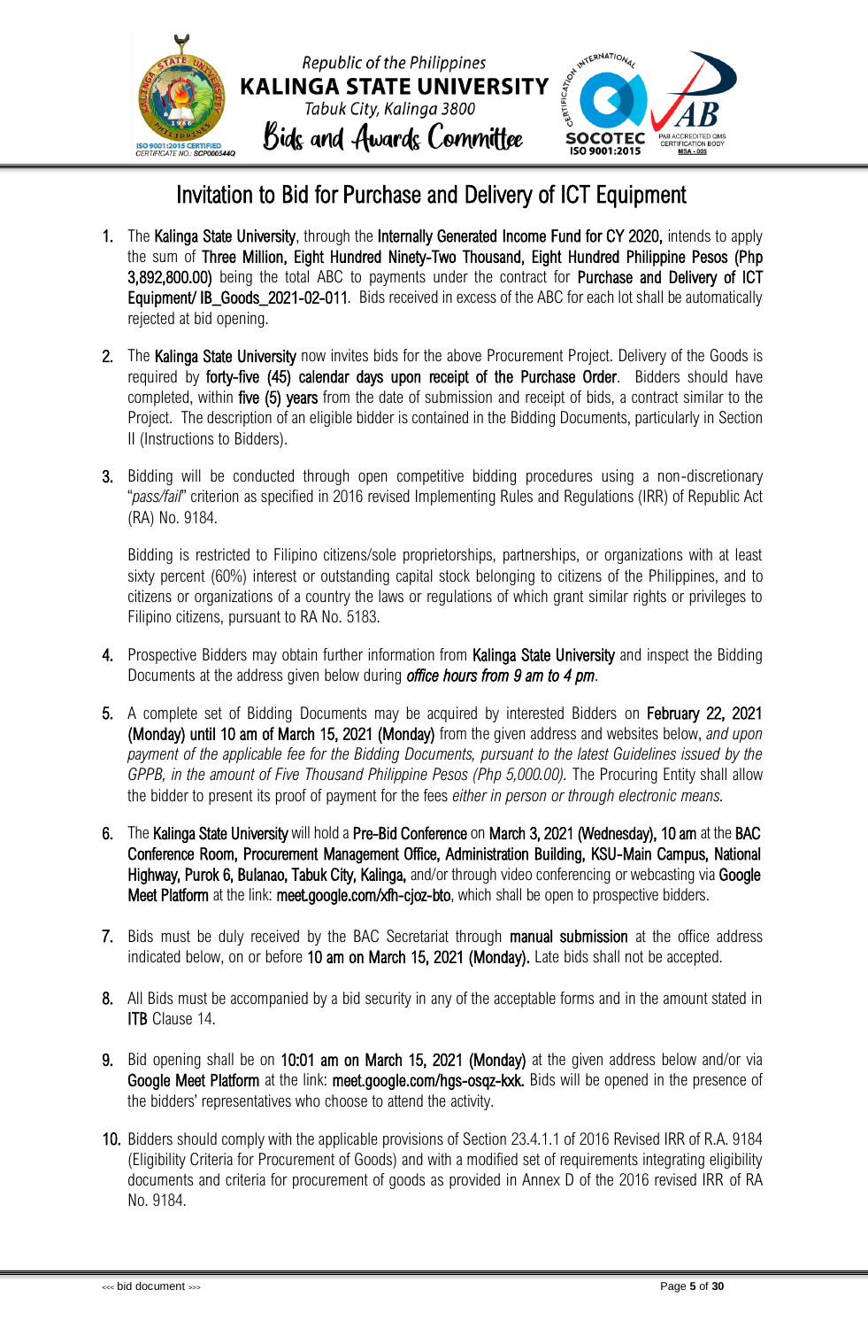# Invitation to Bid for Purchase and Delivery of ICT Equipment

1. The **Kalinga State University**, through the **Internally Generated Income Fund for CY 2020,** intends to apply the sum of **Three Million, Eight Hundred Ninety-Two Thousand, Eight Hundred Philippine Pesos (Php 3,892,800.00)** being the total ABC to payments under the contract for **Purchase and Delivery of ICT Equipment/ IB_Goods_2021-02-011**. Bids received in excess of the ABC for each lot shall be automatically rejected at bid opening.

2. The **Kalinga State University** now invites bids for the above Procurement Project. Delivery of the Goods is required by **forty-five (45) calendar days upon receipt of the Purchase Order**. Bidders should have completed, within **five (5) years** from the date of submission and receipt of bids, a contract similar to the Project. The description of an eligible bidder is contained in the Bidding Documents, particularly in Section II (Instructions to Bidders).

3. Bidding will be conducted through open competitive bidding procedures using a non-discretionary "*pass/fail*" criterion as specified in 2016 revised Implementing Rules and Regulations (IRR) of Republic Act (RA) No. 9184.

   Bidding is restricted to Filipino citizens/sole proprietorships, partnerships, or organizations with at least sixty percent (60%) interest or outstanding capital stock belonging to citizens of the Philippines, and to citizens or organizations of a country the laws or regulations of which grant similar rights or privileges to Filipino citizens, pursuant to RA No. 5183.

4. Prospective Bidders may obtain further information from **Kalinga State University** and inspect the Bidding Documents at the address given below during ***office hours from 9 am to 4 pm***.

5. A complete set of Bidding Documents may be acquired by interested Bidders on **February 22, 2021 (Monday) until 10 am of March 15, 2021 (Monday)** from the given address and websites below, *and upon payment of the applicable fee for the Bidding Documents, pursuant to the latest Guidelines issued by the GPPB, in the amount of Five Thousand Philippine Pesos (Php 5,000.00).* The Procuring Entity shall allow the bidder to present its proof of payment for the fees *either in person or through electronic means.*

6. The **Kalinga State University** will hold a **Pre-Bid Conference** on **March 3, 2021 (Wednesday), 10 am** at the **BAC Conference Room, Procurement Management Office, Administration Building, KSU-Main Campus, National Highway, Purok 6, Bulanao, Tabuk City, Kalinga,** and/or through video conferencing or webcasting via **Google Meet Platform** at the link: **meet.google.com/xfh-cjoz-bto**, which shall be open to prospective bidders.

7. Bids must be duly received by the BAC Secretariat through **manual submission** at the office address indicated below, on or before **10 am on March 15, 2021 (Monday).** Late bids shall not be accepted.

8. All Bids must be accompanied by a bid security in any of the acceptable forms and in the amount stated in **ITB** Clause 14.

9. Bid opening shall be on **10:01 am on March 15, 2021 (Monday)** at the given address below and/or via **Google Meet Platform** at the link: **meet.google.com/hgs-osqz-kxk.** Bids will be opened in the presence of the bidders' representatives who choose to attend the activity.

10. Bidders should comply with the applicable provisions of Section 23.4.1.1 of 2016 Revised IRR of R.A. 9184 (Eligibility Criteria for Procurement of Goods) and with a modified set of requirements integrating eligibility documents and criteria for procurement of goods as provided in Annex D of the 2016 revised IRR of RA No. 9184.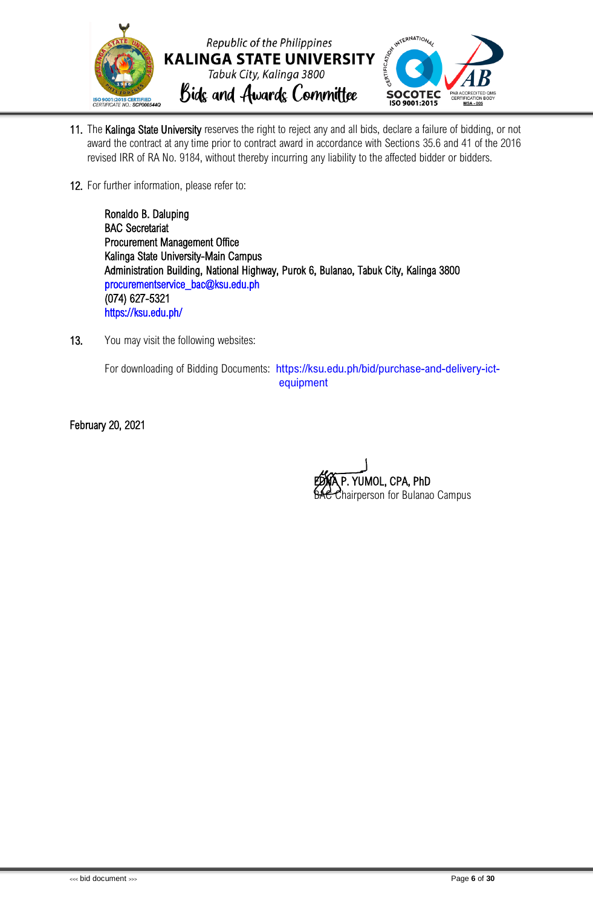11. The Kalinga State University reserves the right to reject any and all bids, declare a failure of bidding, or not award the contract at any time prior to contract award in accordance with Sections 35.6 and 41 of the 2016 revised IRR of RA No. 9184, without thereby incurring any liability to the affected bidder or bidders.

12. For further information, please refer to:

    Ronaldo B. Daluping
    BAC Secretariat
    Procurement Management Office
    Kalinga State University-Main Campus
    Administration Building, National Highway, Purok 6, Bulanao, Tabuk City, Kalinga 3800
    procurementservice_bac@ksu.edu.ph
    (074) 627-5321
    https://ksu.edu.ph/

13. You may visit the following websites:

    For downloading of Bidding Documents: https://ksu.edu.ph/bid/purchase-and-delivery-ict-equipment

February 20, 2021

EDNA P. YUMOL, CPA, PhD
BAC Chairperson for Bulanao Campus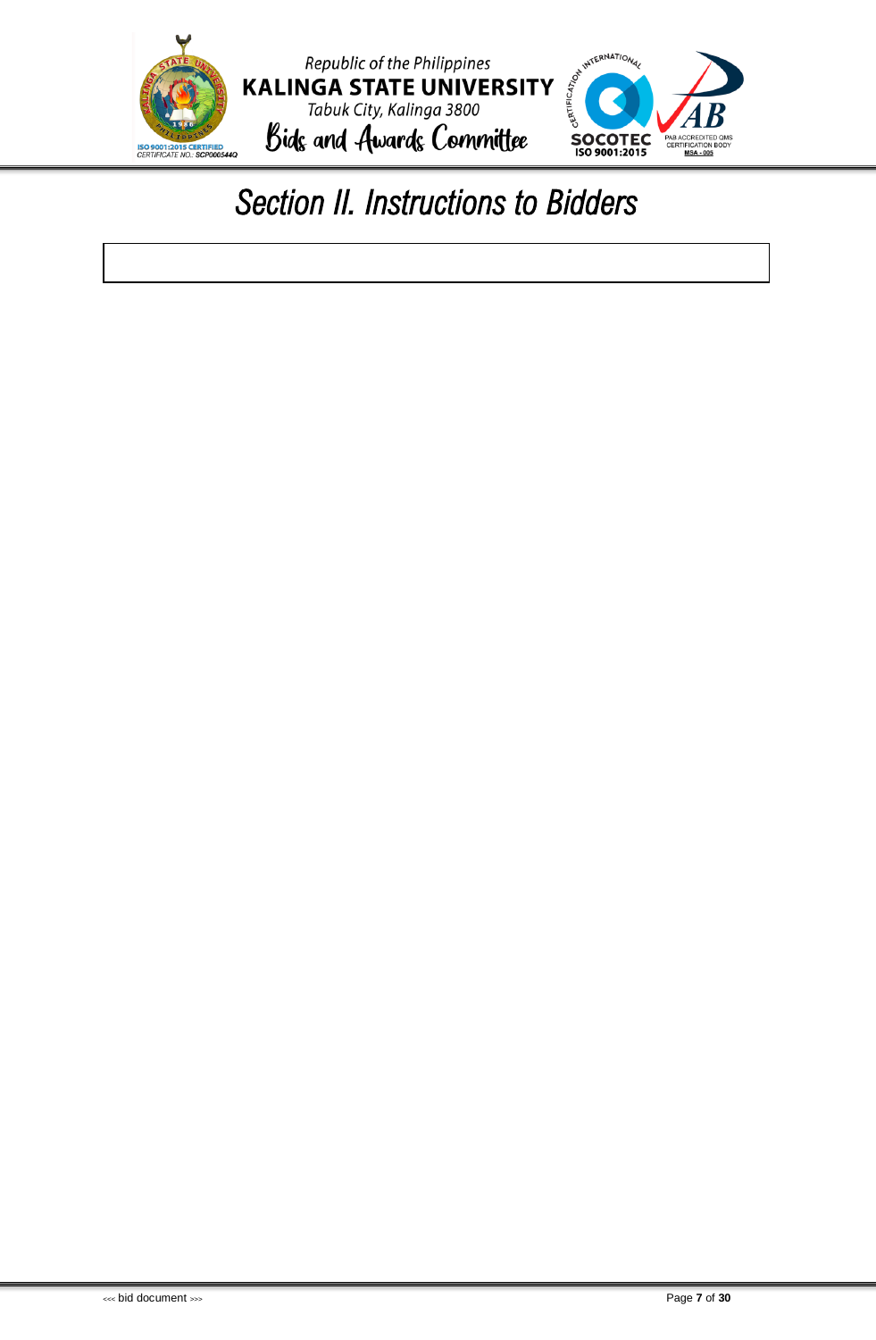# *Section II. Instructions to Bidders*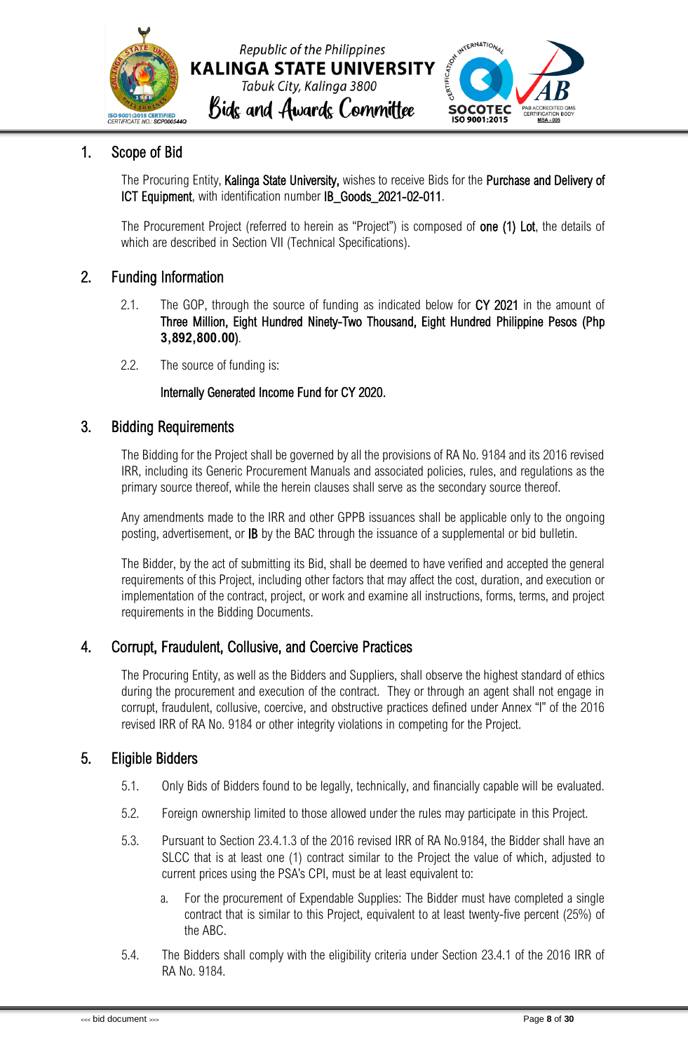## 1. Scope of Bid

The Procuring Entity, **Kalinga State University,** wishes to receive Bids for the **Purchase and Delivery of ICT Equipment**, with identification number **IB_Goods_2021-02-011**.

The Procurement Project (referred to herein as "Project") is composed of **one (1) Lot**, the details of which are described in Section VII (Technical Specifications).

## 2. Funding Information

2.1. The GOP, through the source of funding as indicated below for **CY 2021** in the amount of **Three Million, Eight Hundred Ninety-Two Thousand, Eight Hundred Philippine Pesos (Php 3,892,800.00)**.

2.2. The source of funding is:

**Internally Generated Income Fund for CY 2020.**

## 3. Bidding Requirements

The Bidding for the Project shall be governed by all the provisions of RA No. 9184 and its 2016 revised IRR, including its Generic Procurement Manuals and associated policies, rules, and regulations as the primary source thereof, while the herein clauses shall serve as the secondary source thereof.

Any amendments made to the IRR and other GPPB issuances shall be applicable only to the ongoing posting, advertisement, or **IB** by the BAC through the issuance of a supplemental or bid bulletin.

The Bidder, by the act of submitting its Bid, shall be deemed to have verified and accepted the general requirements of this Project, including other factors that may affect the cost, duration, and execution or implementation of the contract, project, or work and examine all instructions, forms, terms, and project requirements in the Bidding Documents.

## 4. Corrupt, Fraudulent, Collusive, and Coercive Practices

The Procuring Entity, as well as the Bidders and Suppliers, shall observe the highest standard of ethics during the procurement and execution of the contract. They or through an agent shall not engage in corrupt, fraudulent, collusive, coercive, and obstructive practices defined under Annex "I" of the 2016 revised IRR of RA No. 9184 or other integrity violations in competing for the Project.

## 5. Eligible Bidders

5.1. Only Bids of Bidders found to be legally, technically, and financially capable will be evaluated.

5.2. Foreign ownership limited to those allowed under the rules may participate in this Project.

5.3. Pursuant to Section 23.4.1.3 of the 2016 revised IRR of RA No.9184, the Bidder shall have an SLCC that is at least one (1) contract similar to the Project the value of which, adjusted to current prices using the PSA's CPI, must be at least equivalent to:

a. For the procurement of Expendable Supplies: The Bidder must have completed a single contract that is similar to this Project, equivalent to at least twenty-five percent (25%) of the ABC.

5.4. The Bidders shall comply with the eligibility criteria under Section 23.4.1 of the 2016 IRR of RA No. 9184.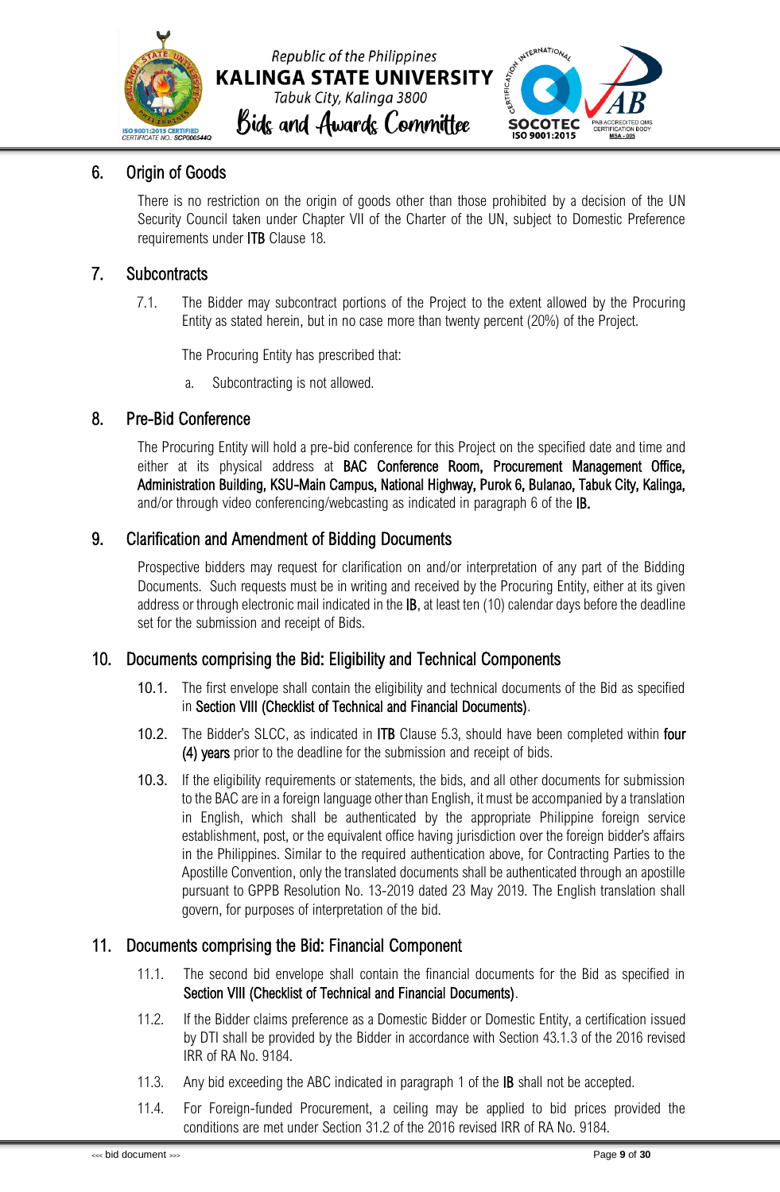## 6. Origin of Goods

There is no restriction on the origin of goods other than those prohibited by a decision of the UN Security Council taken under Chapter VII of the Charter of the UN, subject to Domestic Preference requirements under **ITB** Clause 18.

## 7. Subcontracts

7.1. The Bidder may subcontract portions of the Project to the extent allowed by the Procuring Entity as stated herein, but in no case more than twenty percent (20%) of the Project.

The Procuring Entity has prescribed that:

a. Subcontracting is not allowed.

## 8. Pre-Bid Conference

The Procuring Entity will hold a pre-bid conference for this Project on the specified date and time and either at its physical address at **BAC Conference Room, Procurement Management Office, Administration Building, KSU-Main Campus, National Highway, Purok 6, Bulanao, Tabuk City, Kalinga,** and/or through video conferencing/webcasting as indicated in paragraph 6 of the **IB.**

## 9. Clarification and Amendment of Bidding Documents

Prospective bidders may request for clarification on and/or interpretation of any part of the Bidding Documents. Such requests must be in writing and received by the Procuring Entity, either at its given address or through electronic mail indicated in the **IB**, at least ten (10) calendar days before the deadline set for the submission and receipt of Bids.

## 10. Documents comprising the Bid: Eligibility and Technical Components

10.1. The first envelope shall contain the eligibility and technical documents of the Bid as specified in **Section VIII (Checklist of Technical and Financial Documents)**.

10.2. The Bidder's SLCC, as indicated in **ITB** Clause 5.3, should have been completed within **four (4) years** prior to the deadline for the submission and receipt of bids.

10.3. If the eligibility requirements or statements, the bids, and all other documents for submission to the BAC are in a foreign language other than English, it must be accompanied by a translation in English, which shall be authenticated by the appropriate Philippine foreign service establishment, post, or the equivalent office having jurisdiction over the foreign bidder's affairs in the Philippines. Similar to the required authentication above, for Contracting Parties to the Apostille Convention, only the translated documents shall be authenticated through an apostille pursuant to GPPB Resolution No. 13-2019 dated 23 May 2019. The English translation shall govern, for purposes of interpretation of the bid.

## 11. Documents comprising the Bid: Financial Component

11.1. The second bid envelope shall contain the financial documents for the Bid as specified in **Section VIII (Checklist of Technical and Financial Documents)**.

11.2. If the Bidder claims preference as a Domestic Bidder or Domestic Entity, a certification issued by DTI shall be provided by the Bidder in accordance with Section 43.1.3 of the 2016 revised IRR of RA No. 9184.

11.3. Any bid exceeding the ABC indicated in paragraph 1 of the **IB** shall not be accepted.

11.4. For Foreign-funded Procurement, a ceiling may be applied to bid prices provided the conditions are met under Section 31.2 of the 2016 revised IRR of RA No. 9184.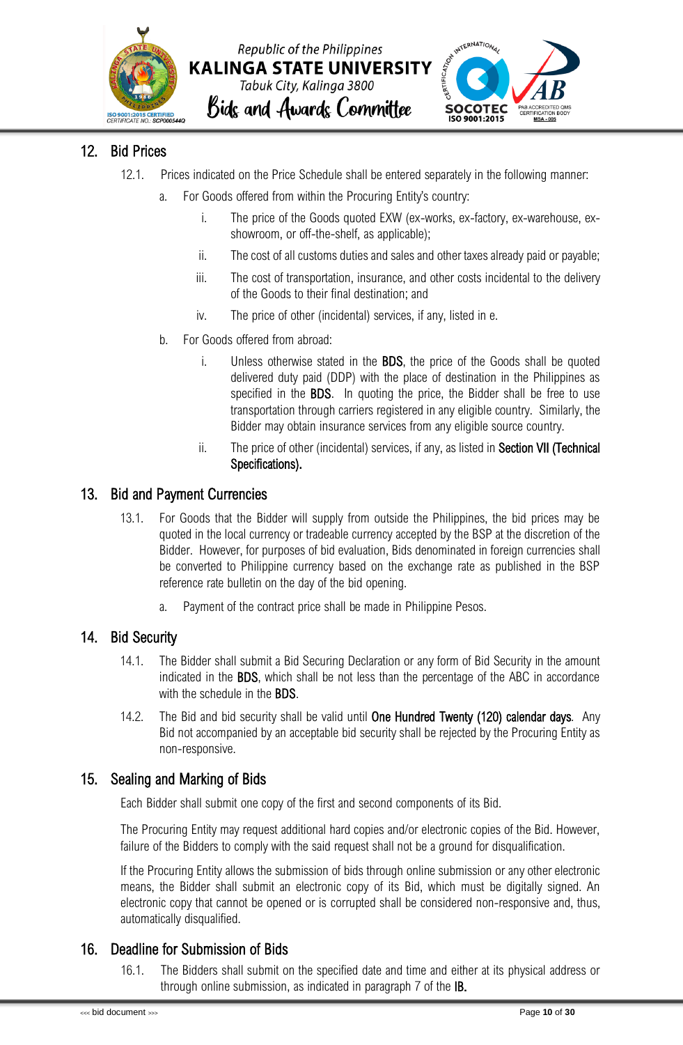## 12. Bid Prices

12.1. Prices indicated on the Price Schedule shall be entered separately in the following manner:

a. For Goods offered from within the Procuring Entity's country:

i. The price of the Goods quoted EXW (ex-works, ex-factory, ex-warehouse, ex-showroom, or off-the-shelf, as applicable);

ii. The cost of all customs duties and sales and other taxes already paid or payable;

iii. The cost of transportation, insurance, and other costs incidental to the delivery of the Goods to their final destination; and

iv. The price of other (incidental) services, if any, listed in e.

b. For Goods offered from abroad:

i. Unless otherwise stated in the **BDS**, the price of the Goods shall be quoted delivered duty paid (DDP) with the place of destination in the Philippines as specified in the **BDS**. In quoting the price, the Bidder shall be free to use transportation through carriers registered in any eligible country. Similarly, the Bidder may obtain insurance services from any eligible source country.

ii. The price of other (incidental) services, if any, as listed in **Section VII (Technical Specifications).**

## 13. Bid and Payment Currencies

13.1. For Goods that the Bidder will supply from outside the Philippines, the bid prices may be quoted in the local currency or tradeable currency accepted by the BSP at the discretion of the Bidder. However, for purposes of bid evaluation, Bids denominated in foreign currencies shall be converted to Philippine currency based on the exchange rate as published in the BSP reference rate bulletin on the day of the bid opening.

a. Payment of the contract price shall be made in Philippine Pesos.

## 14. Bid Security

14.1. The Bidder shall submit a Bid Securing Declaration or any form of Bid Security in the amount indicated in the **BDS**, which shall be not less than the percentage of the ABC in accordance with the schedule in the **BDS**.

14.2. The Bid and bid security shall be valid until **One Hundred Twenty (120) calendar days**. Any Bid not accompanied by an acceptable bid security shall be rejected by the Procuring Entity as non-responsive.

## 15. Sealing and Marking of Bids

Each Bidder shall submit one copy of the first and second components of its Bid.

The Procuring Entity may request additional hard copies and/or electronic copies of the Bid. However, failure of the Bidders to comply with the said request shall not be a ground for disqualification.

If the Procuring Entity allows the submission of bids through online submission or any other electronic means, the Bidder shall submit an electronic copy of its Bid, which must be digitally signed. An electronic copy that cannot be opened or is corrupted shall be considered non-responsive and, thus, automatically disqualified.

## 16. Deadline for Submission of Bids

16.1. The Bidders shall submit on the specified date and time and either at its physical address or through online submission, as indicated in paragraph 7 of the **IB.**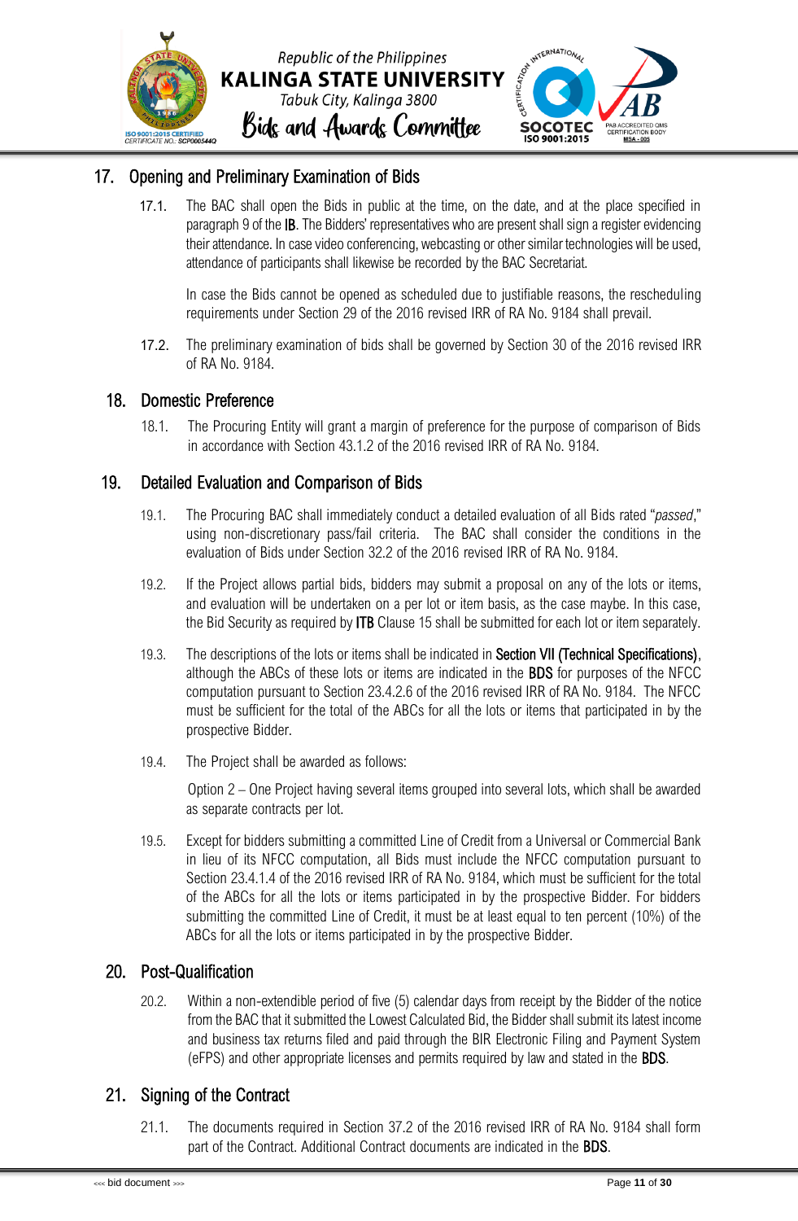## 17. Opening and Preliminary Examination of Bids

17.1. The BAC shall open the Bids in public at the time, on the date, and at the place specified in paragraph 9 of the **IB**. The Bidders' representatives who are present shall sign a register evidencing their attendance. In case video conferencing, webcasting or other similar technologies will be used, attendance of participants shall likewise be recorded by the BAC Secretariat.

In case the Bids cannot be opened as scheduled due to justifiable reasons, the rescheduling requirements under Section 29 of the 2016 revised IRR of RA No. 9184 shall prevail.

17.2. The preliminary examination of bids shall be governed by Section 30 of the 2016 revised IRR of RA No. 9184.

## 18. Domestic Preference

18.1. The Procuring Entity will grant a margin of preference for the purpose of comparison of Bids in accordance with Section 43.1.2 of the 2016 revised IRR of RA No. 9184.

## 19. Detailed Evaluation and Comparison of Bids

19.1. The Procuring BAC shall immediately conduct a detailed evaluation of all Bids rated "*passed*," using non-discretionary pass/fail criteria. The BAC shall consider the conditions in the evaluation of Bids under Section 32.2 of the 2016 revised IRR of RA No. 9184.

19.2. If the Project allows partial bids, bidders may submit a proposal on any of the lots or items, and evaluation will be undertaken on a per lot or item basis, as the case maybe. In this case, the Bid Security as required by **ITB** Clause 15 shall be submitted for each lot or item separately.

19.3. The descriptions of the lots or items shall be indicated in **Section VII (Technical Specifications)**, although the ABCs of these lots or items are indicated in the **BDS** for purposes of the NFCC computation pursuant to Section 23.4.2.6 of the 2016 revised IRR of RA No. 9184. The NFCC must be sufficient for the total of the ABCs for all the lots or items that participated in by the prospective Bidder.

19.4. The Project shall be awarded as follows:

Option 2 – One Project having several items grouped into several lots, which shall be awarded as separate contracts per lot.

19.5. Except for bidders submitting a committed Line of Credit from a Universal or Commercial Bank in lieu of its NFCC computation, all Bids must include the NFCC computation pursuant to Section 23.4.1.4 of the 2016 revised IRR of RA No. 9184, which must be sufficient for the total of the ABCs for all the lots or items participated in by the prospective Bidder. For bidders submitting the committed Line of Credit, it must be at least equal to ten percent (10%) of the ABCs for all the lots or items participated in by the prospective Bidder.

## 20. Post-Qualification

20.2. Within a non-extendible period of five (5) calendar days from receipt by the Bidder of the notice from the BAC that it submitted the Lowest Calculated Bid, the Bidder shall submit its latest income and business tax returns filed and paid through the BIR Electronic Filing and Payment System (eFPS) and other appropriate licenses and permits required by law and stated in the **BDS**.

## 21. Signing of the Contract

21.1. The documents required in Section 37.2 of the 2016 revised IRR of RA No. 9184 shall form part of the Contract. Additional Contract documents are indicated in the **BDS**.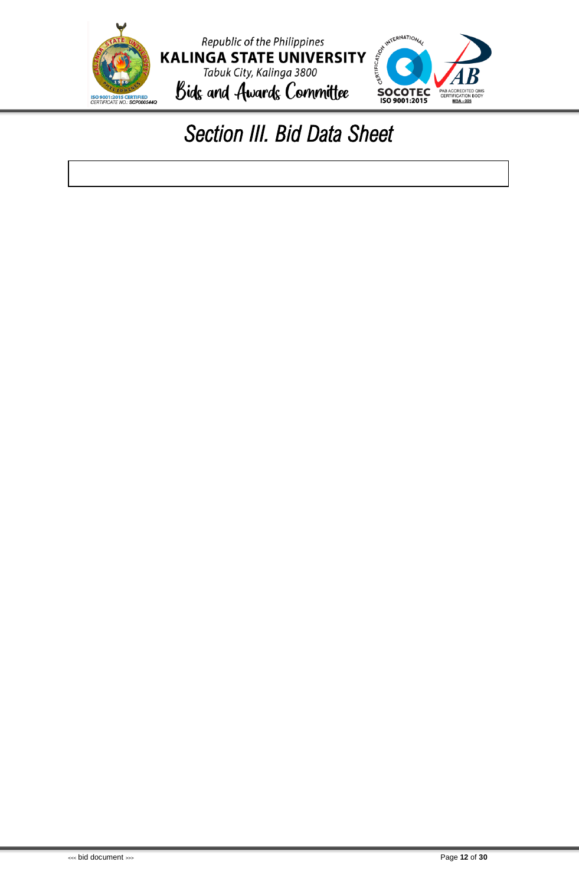# Section III. Bid Data Sheet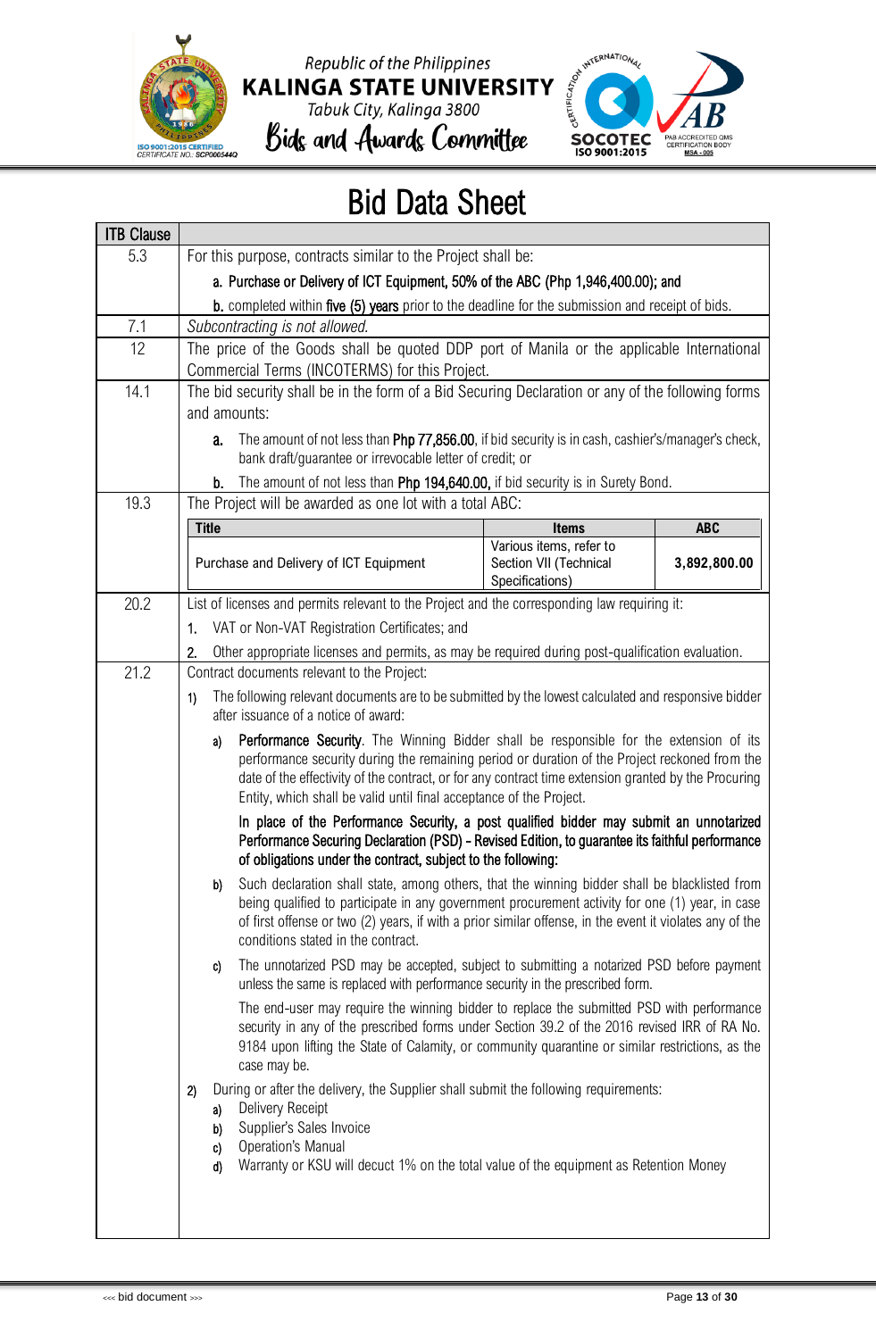# Bid Data Sheet

| ITB Clause | |
|---|---|
| 5.3 | For this purpose, contracts similar to the Project shall be:<br>**a. Purchase or Delivery of ICT Equipment, 50% of the ABC (Php 1,946,400.00); and**<br>**b.** completed within **five (5) years** prior to the deadline for the submission and receipt of bids. |
| 7.1 | *Subcontracting is not allowed.* |
| 12 | The price of the Goods shall be quoted DDP port of Manila or the applicable International Commercial Terms (INCOTERMS) for this Project. |
| 14.1 | The bid security shall be in the form of a Bid Securing Declaration or any of the following forms and amounts:<br>**a.** The amount of not less than **Php 77,856.00**, if bid security is in cash, cashier's/manager's check, bank draft/guarantee or irrevocable letter of credit; or<br>**b.** The amount of not less than **Php 194,640.00,** if bid security is in Surety Bond. |
| 19.3 | The Project will be awarded as one lot with a total ABC:<br>**Title:** Purchase and Delivery of ICT Equipment — **Items:** Various items, refer to Section VII (Technical Specifications) — **ABC:** **3,892,800.00** |
| 20.2 | List of licenses and permits relevant to the Project and the corresponding law requiring it:<br>1. VAT or Non-VAT Registration Certificates; and<br>2. Other appropriate licenses and permits, as may be required during post-qualification evaluation. |
| 21.2 | Contract documents relevant to the Project:<br>1) The following relevant documents are to be submitted by the lowest calculated and responsive bidder after issuance of a notice of award:<br>a) **Performance Security**. The Winning Bidder shall be responsible for the extension of its performance security during the remaining period or duration of the Project reckoned from the date of the effectivity of the contract, or for any contract time extension granted by the Procuring Entity, which shall be valid until final acceptance of the Project.<br>**In place of the Performance Security, a post qualified bidder may submit an unnotarized Performance Securing Declaration (PSD) – Revised Edition, to guarantee its faithful performance of obligations under the contract, subject to the following:**<br>b) Such declaration shall state, among others, that the winning bidder shall be blacklisted from being qualified to participate in any government procurement activity for one (1) year, in case of first offense or two (2) years, if with a prior similar offense, in the event it violates any of the conditions stated in the contract.<br>c) The unnotarized PSD may be accepted, subject to submitting a notarized PSD before payment unless the same is replaced with performance security in the prescribed form.<br>The end-user may require the winning bidder to replace the submitted PSD with performance security in any of the prescribed forms under Section 39.2 of the 2016 revised IRR of RA No. 9184 upon lifting the State of Calamity, or community quarantine or similar restrictions, as the case may be.<br>2) During or after the delivery, the Supplier shall submit the following requirements:<br>a) Delivery Receipt<br>b) Supplier's Sales Invoice<br>c) Operation's Manual<br>d) Warranty or KSU will decuct 1% on the total value of the equipment as Retention Money |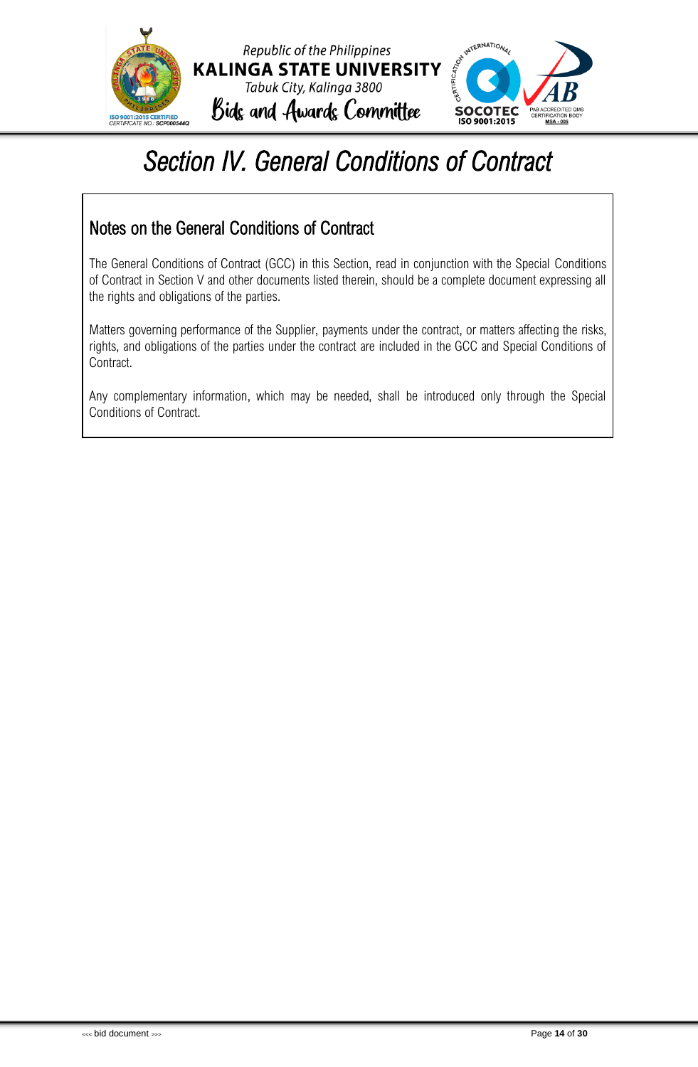# Section IV. General Conditions of Contract

## Notes on the General Conditions of Contract

The General Conditions of Contract (GCC) in this Section, read in conjunction with the Special Conditions of Contract in Section V and other documents listed therein, should be a complete document expressing all the rights and obligations of the parties.

Matters governing performance of the Supplier, payments under the contract, or matters affecting the risks, rights, and obligations of the parties under the contract are included in the GCC and Special Conditions of Contract.

Any complementary information, which may be needed, shall be introduced only through the Special Conditions of Contract.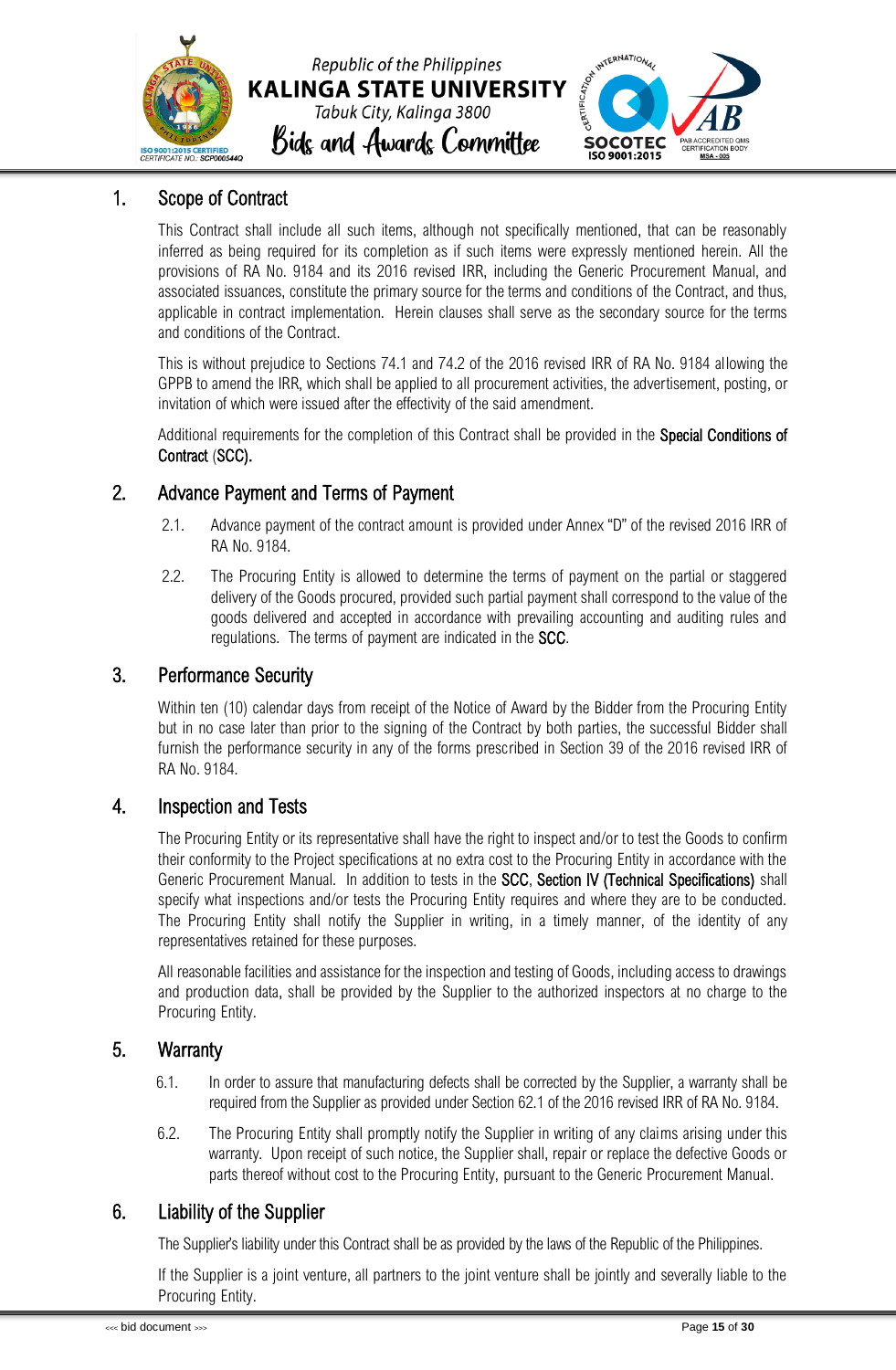## 1. Scope of Contract

This Contract shall include all such items, although not specifically mentioned, that can be reasonably inferred as being required for its completion as if such items were expressly mentioned herein. All the provisions of RA No. 9184 and its 2016 revised IRR, including the Generic Procurement Manual, and associated issuances, constitute the primary source for the terms and conditions of the Contract, and thus, applicable in contract implementation. Herein clauses shall serve as the secondary source for the terms and conditions of the Contract.

This is without prejudice to Sections 74.1 and 74.2 of the 2016 revised IRR of RA No. 9184 allowing the GPPB to amend the IRR, which shall be applied to all procurement activities, the advertisement, posting, or invitation of which were issued after the effectivity of the said amendment.

Additional requirements for the completion of this Contract shall be provided in the **Special Conditions of Contract** (**SCC).**

## 2. Advance Payment and Terms of Payment

2.1. Advance payment of the contract amount is provided under Annex "D" of the revised 2016 IRR of RA No. 9184.

2.2. The Procuring Entity is allowed to determine the terms of payment on the partial or staggered delivery of the Goods procured, provided such partial payment shall correspond to the value of the goods delivered and accepted in accordance with prevailing accounting and auditing rules and regulations. The terms of payment are indicated in the **SCC**.

## 3. Performance Security

Within ten (10) calendar days from receipt of the Notice of Award by the Bidder from the Procuring Entity but in no case later than prior to the signing of the Contract by both parties, the successful Bidder shall furnish the performance security in any of the forms prescribed in Section 39 of the 2016 revised IRR of RA No. 9184.

## 4. Inspection and Tests

The Procuring Entity or its representative shall have the right to inspect and/or to test the Goods to confirm their conformity to the Project specifications at no extra cost to the Procuring Entity in accordance with the Generic Procurement Manual. In addition to tests in the **SCC**, **Section IV (Technical Specifications)** shall specify what inspections and/or tests the Procuring Entity requires and where they are to be conducted. The Procuring Entity shall notify the Supplier in writing, in a timely manner, of the identity of any representatives retained for these purposes.

All reasonable facilities and assistance for the inspection and testing of Goods, including access to drawings and production data, shall be provided by the Supplier to the authorized inspectors at no charge to the Procuring Entity.

## 5. Warranty

6.1. In order to assure that manufacturing defects shall be corrected by the Supplier, a warranty shall be required from the Supplier as provided under Section 62.1 of the 2016 revised IRR of RA No. 9184.

6.2. The Procuring Entity shall promptly notify the Supplier in writing of any claims arising under this warranty. Upon receipt of such notice, the Supplier shall, repair or replace the defective Goods or parts thereof without cost to the Procuring Entity, pursuant to the Generic Procurement Manual.

## 6. Liability of the Supplier

The Supplier's liability under this Contract shall be as provided by the laws of the Republic of the Philippines.

If the Supplier is a joint venture, all partners to the joint venture shall be jointly and severally liable to the Procuring Entity.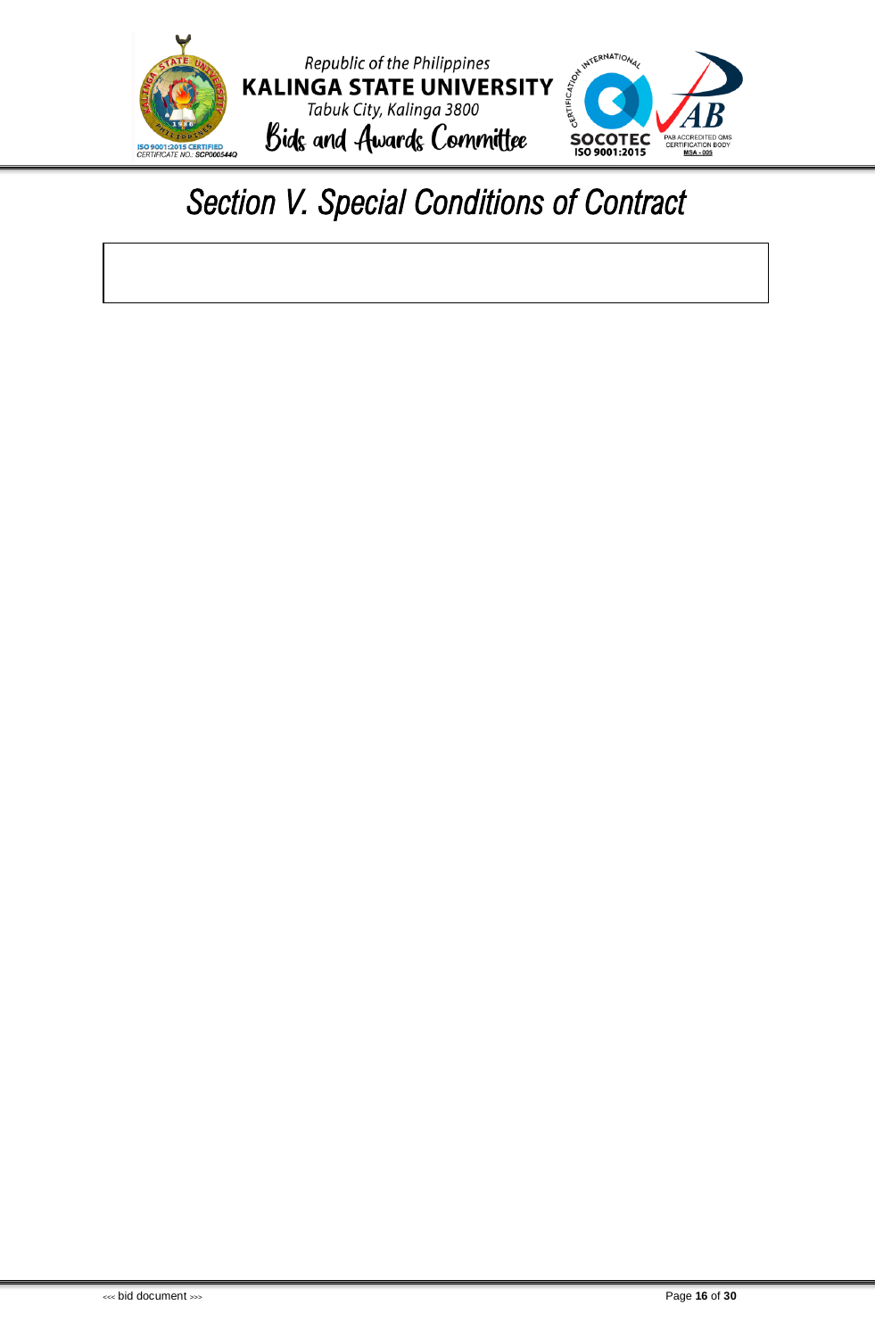# Section V. Special Conditions of Contract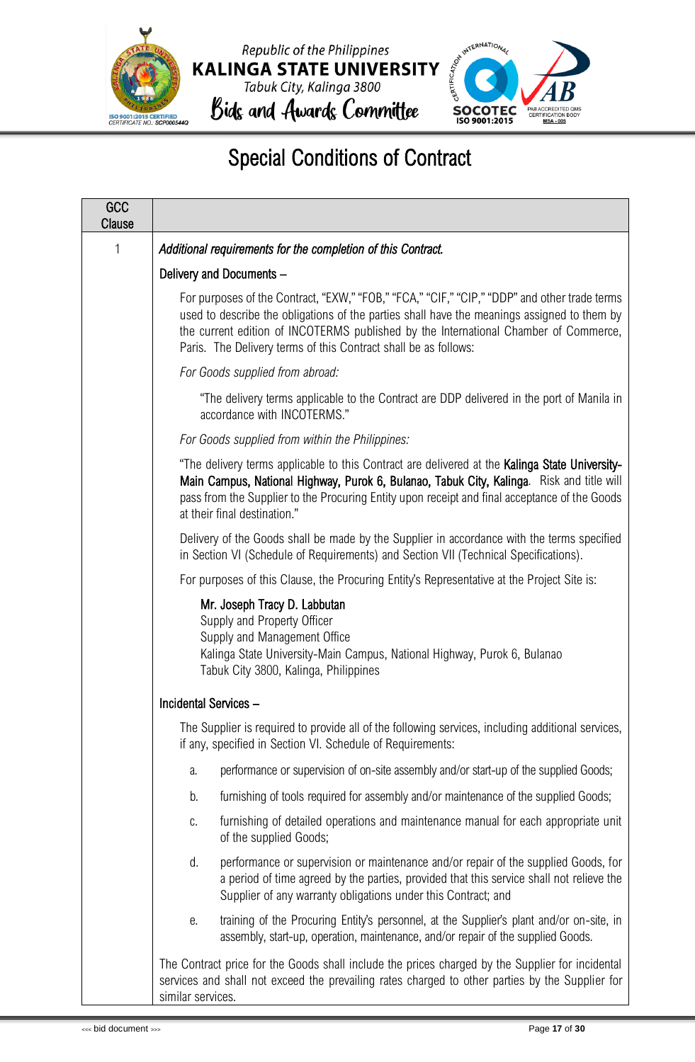# Special Conditions of Contract

| GCC Clause | |
|---|---|
| 1 | *Additional requirements for the completion of this Contract.*<br><br>Delivery and Documents –<br><br>For purposes of the Contract, "EXW," "FOB," "FCA," "CIF," "CIP," "DDP" and other trade terms used to describe the obligations of the parties shall have the meanings assigned to them by the current edition of INCOTERMS published by the International Chamber of Commerce, Paris. The Delivery terms of this Contract shall be as follows:<br><br>*For Goods supplied from abroad:*<br><br>"The delivery terms applicable to the Contract are DDP delivered in the port of Manila in accordance with INCOTERMS."<br><br>*For Goods supplied from within the Philippines:*<br><br>"The delivery terms applicable to this Contract are delivered at the **Kalinga State University-Main Campus, National Highway, Purok 6, Bulanao, Tabuk City, Kalinga**. Risk and title will pass from the Supplier to the Procuring Entity upon receipt and final acceptance of the Goods at their final destination."<br><br>Delivery of the Goods shall be made by the Supplier in accordance with the terms specified in Section VI (Schedule of Requirements) and Section VII (Technical Specifications).<br><br>For purposes of this Clause, the Procuring Entity's Representative at the Project Site is:<br><br>**Mr. Joseph Tracy D. Labbutan**<br>Supply and Property Officer<br>Supply and Management Office<br>Kalinga State University-Main Campus, National Highway, Purok 6, Bulanao<br>Tabuk City 3800, Kalinga, Philippines<br><br>Incidental Services –<br><br>The Supplier is required to provide all of the following services, including additional services, if any, specified in Section VI. Schedule of Requirements:<br><br>a. performance or supervision of on-site assembly and/or start-up of the supplied Goods;<br><br>b. furnishing of tools required for assembly and/or maintenance of the supplied Goods;<br><br>c. furnishing of detailed operations and maintenance manual for each appropriate unit of the supplied Goods;<br><br>d. performance or supervision or maintenance and/or repair of the supplied Goods, for a period of time agreed by the parties, provided that this service shall not relieve the Supplier of any warranty obligations under this Contract; and<br><br>e. training of the Procuring Entity's personnel, at the Supplier's plant and/or on-site, in assembly, start-up, operation, maintenance, and/or repair of the supplied Goods.<br><br>The Contract price for the Goods shall include the prices charged by the Supplier for incidental services and shall not exceed the prevailing rates charged to other parties by the Supplier for similar services. |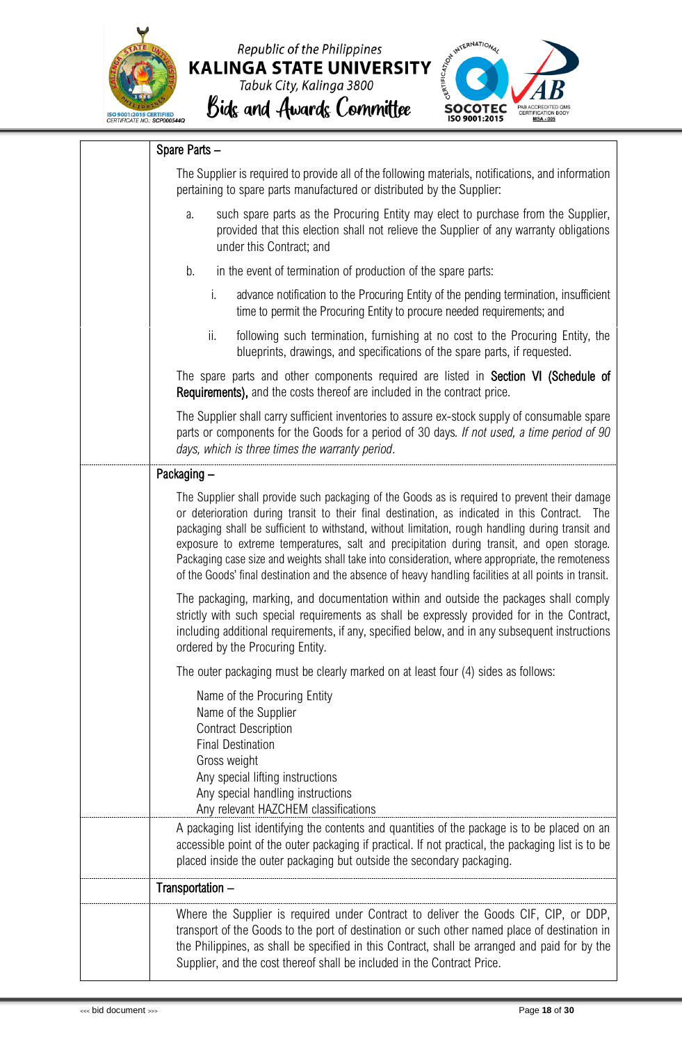Spare Parts –

The Supplier is required to provide all of the following materials, notifications, and information pertaining to spare parts manufactured or distributed by the Supplier:

a. such spare parts as the Procuring Entity may elect to purchase from the Supplier, provided that this election shall not relieve the Supplier of any warranty obligations under this Contract; and

b. in the event of termination of production of the spare parts:

   i. advance notification to the Procuring Entity of the pending termination, insufficient time to permit the Procuring Entity to procure needed requirements; and

   ii. following such termination, furnishing at no cost to the Procuring Entity, the blueprints, drawings, and specifications of the spare parts, if requested.

The spare parts and other components required are listed in **Section VI (Schedule of Requirements),** and the costs thereof are included in the contract price.

The Supplier shall carry sufficient inventories to assure ex-stock supply of consumable spare parts or components for the Goods for a period of 30 days. *If not used, a time period of 90 days, which is three times the warranty period*.

Packaging –

The Supplier shall provide such packaging of the Goods as is required to prevent their damage or deterioration during transit to their final destination, as indicated in this Contract. The packaging shall be sufficient to withstand, without limitation, rough handling during transit and exposure to extreme temperatures, salt and precipitation during transit, and open storage. Packaging case size and weights shall take into consideration, where appropriate, the remoteness of the Goods' final destination and the absence of heavy handling facilities at all points in transit.

The packaging, marking, and documentation within and outside the packages shall comply strictly with such special requirements as shall be expressly provided for in the Contract, including additional requirements, if any, specified below, and in any subsequent instructions ordered by the Procuring Entity.

The outer packaging must be clearly marked on at least four (4) sides as follows:

Name of the Procuring Entity
Name of the Supplier
Contract Description
Final Destination
Gross weight
Any special lifting instructions
Any special handling instructions
Any relevant HAZCHEM classifications

A packaging list identifying the contents and quantities of the package is to be placed on an accessible point of the outer packaging if practical. If not practical, the packaging list is to be placed inside the outer packaging but outside the secondary packaging.

Transportation –

Where the Supplier is required under Contract to deliver the Goods CIF, CIP, or DDP, transport of the Goods to the port of destination or such other named place of destination in the Philippines, as shall be specified in this Contract, shall be arranged and paid for by the Supplier, and the cost thereof shall be included in the Contract Price.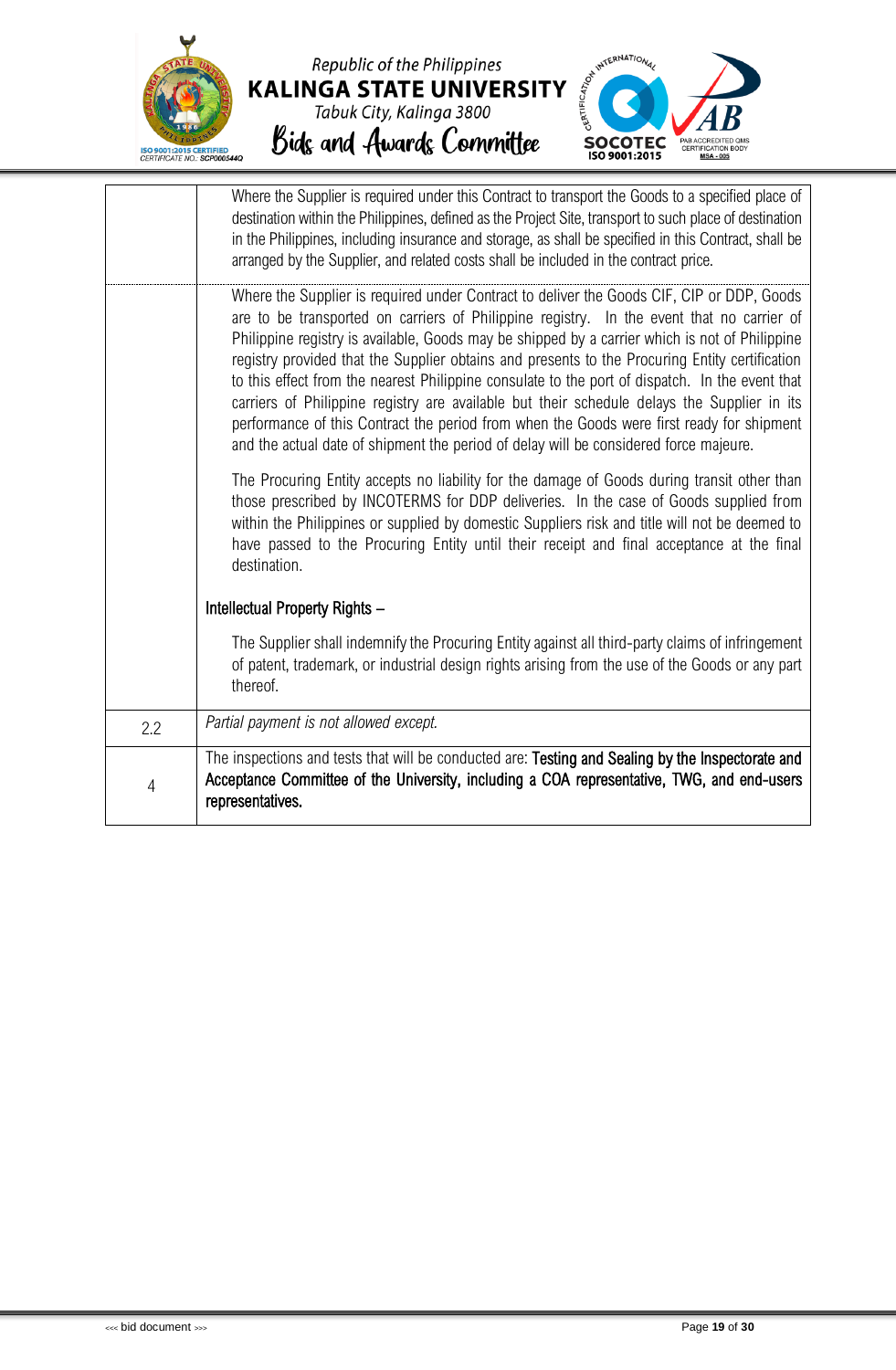| | |
|---|---|
| | Where the Supplier is required under this Contract to transport the Goods to a specified place of destination within the Philippines, defined as the Project Site, transport to such place of destination in the Philippines, including insurance and storage, as shall be specified in this Contract, shall be arranged by the Supplier, and related costs shall be included in the contract price. |
| | Where the Supplier is required under Contract to deliver the Goods CIF, CIP or DDP, Goods are to be transported on carriers of Philippine registry. In the event that no carrier of Philippine registry is available, Goods may be shipped by a carrier which is not of Philippine registry provided that the Supplier obtains and presents to the Procuring Entity certification to this effect from the nearest Philippine consulate to the port of dispatch. In the event that carriers of Philippine registry are available but their schedule delays the Supplier in its performance of this Contract the period from when the Goods were first ready for shipment and the actual date of shipment the period of delay will be considered force majeure.<br><br>The Procuring Entity accepts no liability for the damage of Goods during transit other than those prescribed by INCOTERMS for DDP deliveries. In the case of Goods supplied from within the Philippines or supplied by domestic Suppliers risk and title will not be deemed to have passed to the Procuring Entity until their receipt and final acceptance at the final destination.<br><br>Intellectual Property Rights –<br><br>The Supplier shall indemnify the Procuring Entity against all third-party claims of infringement of patent, trademark, or industrial design rights arising from the use of the Goods or any part thereof. |
| 2.2 | *Partial payment is not allowed except.* |
| 4 | The inspections and tests that will be conducted are: **Testing and Sealing by the Inspectorate and Acceptance Committee of the University, including a COA representative, TWG, and end-users representatives.** |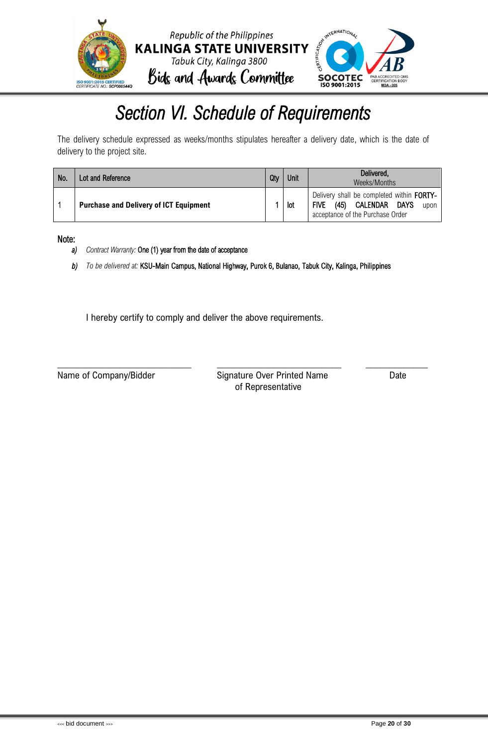# Section VI. Schedule of Requirements

The delivery schedule expressed as weeks/months stipulates hereafter a delivery date, which is the date of delivery to the project site.

| No. | Lot and Reference | Qty | Unit | Delivered, Weeks/Months |
|---|---|---|---|---|
| 1 | **Purchase and Delivery of ICT Equipment** | 1 | lot | Delivery shall be completed within FORTY-FIVE (45) CALENDAR DAYS upon acceptance of the Purchase Order |

Note:

*a)* *Contract Warranty:* One (1) year from the date of acceptance

*b)* *To be delivered at:* KSU-Main Campus, National Highway, Purok 6, Bulanao, Tabuk City, Kalinga, Philippines

I hereby certify to comply and deliver the above requirements.

_______________________________ &nbsp;&nbsp;&nbsp; _______________________________ &nbsp;&nbsp;&nbsp; _______________

Name of Company/Bidder &nbsp;&nbsp;&nbsp; Signature Over Printed Name of Representative &nbsp;&nbsp;&nbsp; Date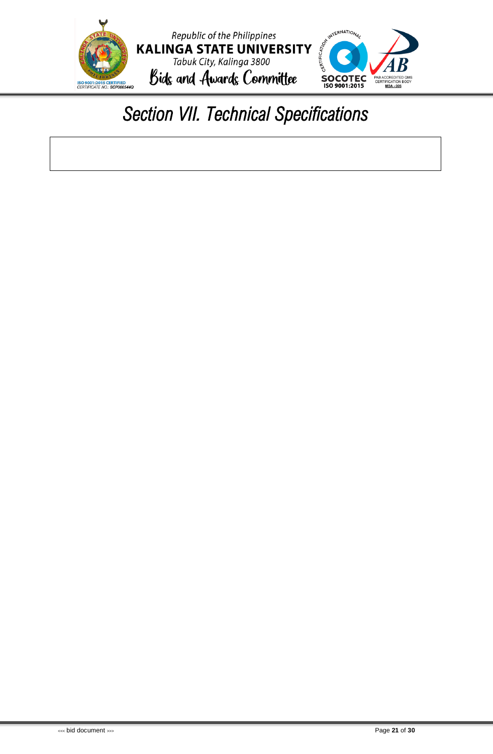# Section VII. Technical Specifications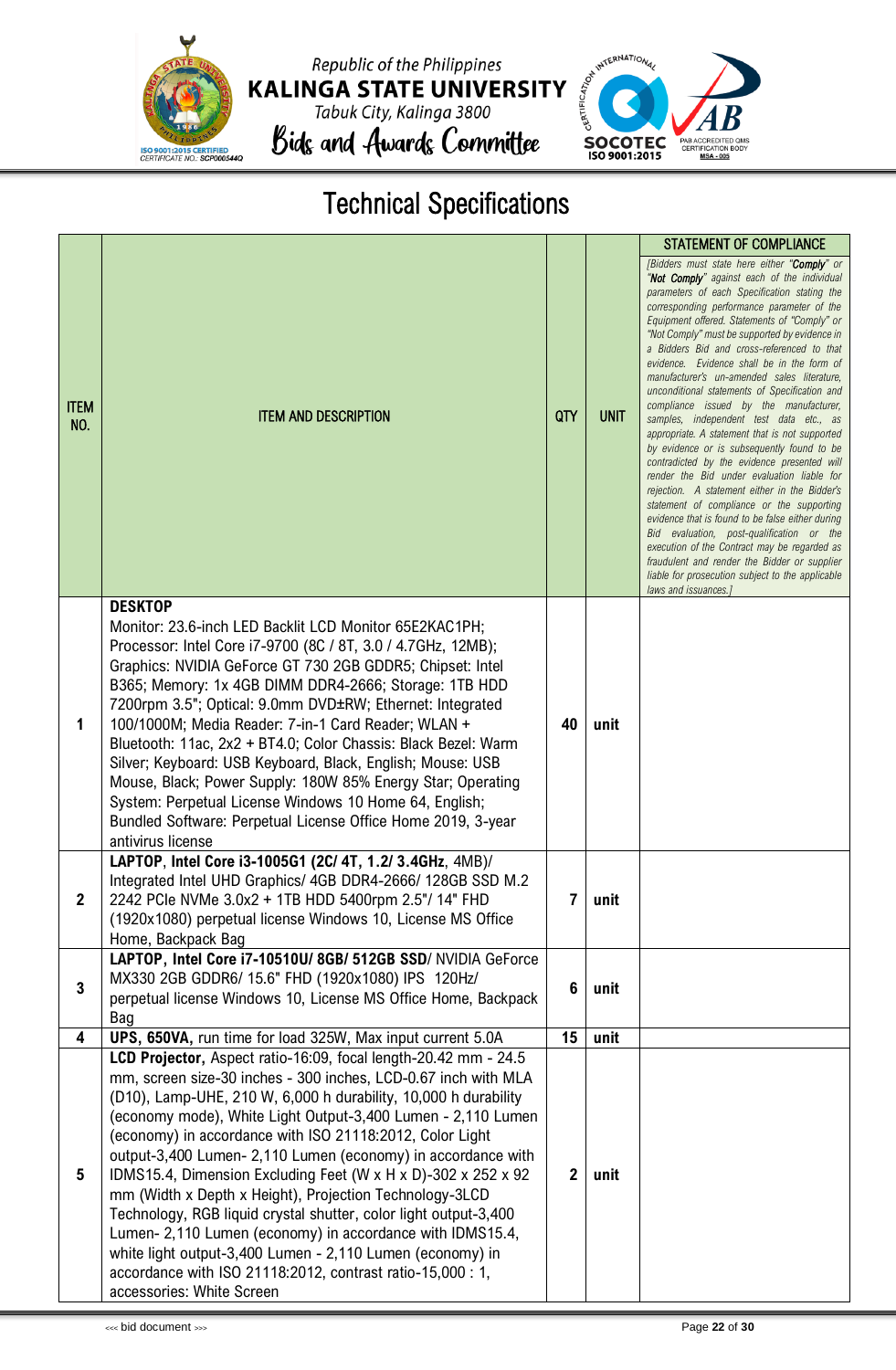Republic of the Philippines
**KALINGA STATE UNIVERSITY**
Tabuk City, Kalinga 3800
Bids and Awards Committee

# Technical Specifications

| ITEM NO. | ITEM AND DESCRIPTION | QTY | UNIT | STATEMENT OF COMPLIANCE *[Bidders must state here either "**Comply**" or "**Not Comply**" against each of the individual parameters of each Specification stating the corresponding performance parameter of the Equipment offered. Statements of "Comply" or "Not Comply" must be supported by evidence in a Bidders Bid and cross-referenced to that evidence. Evidence shall be in the form of manufacturer's un-amended sales literature, unconditional statements of Specification and compliance issued by the manufacturer, samples, independent test data etc., as appropriate. A statement that is not supported by evidence or is subsequently found to be contradicted by the evidence presented will render the Bid under evaluation liable for rejection. A statement either in the Bidder's statement of compliance or the supporting evidence that is found to be false either during Bid evaluation, post-qualification or the execution of the Contract may be regarded as fraudulent and render the Bidder or supplier liable for prosecution subject to the applicable laws and issuances.]* |
|---|---|---|---|---|
| 1 | **DESKTOP** Monitor: 23.6-inch LED Backlit LCD Monitor 65E2KAC1PH; Processor: Intel Core i7-9700 (8C / 8T, 3.0 / 4.7GHz, 12MB); Graphics: NVIDIA GeForce GT 730 2GB GDDR5; Chipset: Intel B365; Memory: 1x 4GB DIMM DDR4-2666; Storage: 1TB HDD 7200rpm 3.5"; Optical: 9.0mm DVD±RW; Ethernet: Integrated 100/1000M; Media Reader: 7-in-1 Card Reader; WLAN + Bluetooth: 11ac, 2x2 + BT4.0; Color Chassis: Black Bezel: Warm Silver; Keyboard: USB Keyboard, Black, English; Mouse: USB Mouse, Black; Power Supply: 180W 85% Energy Star; Operating System: Perpetual License Windows 10 Home 64, English; Bundled Software: Perpetual License Office Home 2019, 3-year antivirus license | 40 | unit | |
| 2 | **LAPTOP, Intel Core i3-1005G1 (2C/ 4T, 1.2/ 3.4GHz**, 4MB)/ Integrated Intel UHD Graphics/ 4GB DDR4-2666/ 128GB SSD M.2 2242 PCIe NVMe 3.0x2 + 1TB HDD 5400rpm 2.5"/ 14" FHD (1920x1080) perpetual license Windows 10, License MS Office Home, Backpack Bag | 7 | unit | |
| 3 | **LAPTOP, Intel Core i7-10510U/ 8GB/ 512GB SSD**/ NVIDIA GeForce MX330 2GB GDDR6/ 15.6" FHD (1920x1080) IPS 120Hz/ perpetual license Windows 10, License MS Office Home, Backpack Bag | 6 | unit | |
| 4 | **UPS, 650VA,** run time for load 325W, Max input current 5.0A | 15 | unit | |
| 5 | **LCD Projector,** Aspect ratio-16:09, focal length-20.42 mm - 24.5 mm, screen size-30 inches - 300 inches, LCD-0.67 inch with MLA (D10), Lamp-UHE, 210 W, 6,000 h durability, 10,000 h durability (economy mode), White Light Output-3,400 Lumen - 2,110 Lumen (economy) in accordance with ISO 21118:2012, Color Light output-3,400 Lumen- 2,110 Lumen (economy) in accordance with IDMS15.4, Dimension Excluding Feet (W x H x D)-302 x 252 x 92 mm (Width x Depth x Height), Projection Technology-3LCD Technology, RGB liquid crystal shutter, color light output-3,400 Lumen- 2,110 Lumen (economy) in accordance with IDMS15.4, white light output-3,400 Lumen - 2,110 Lumen (economy) in accordance with ISO 21118:2012, contrast ratio-15,000 : 1, accessories: White Screen | 2 | unit | |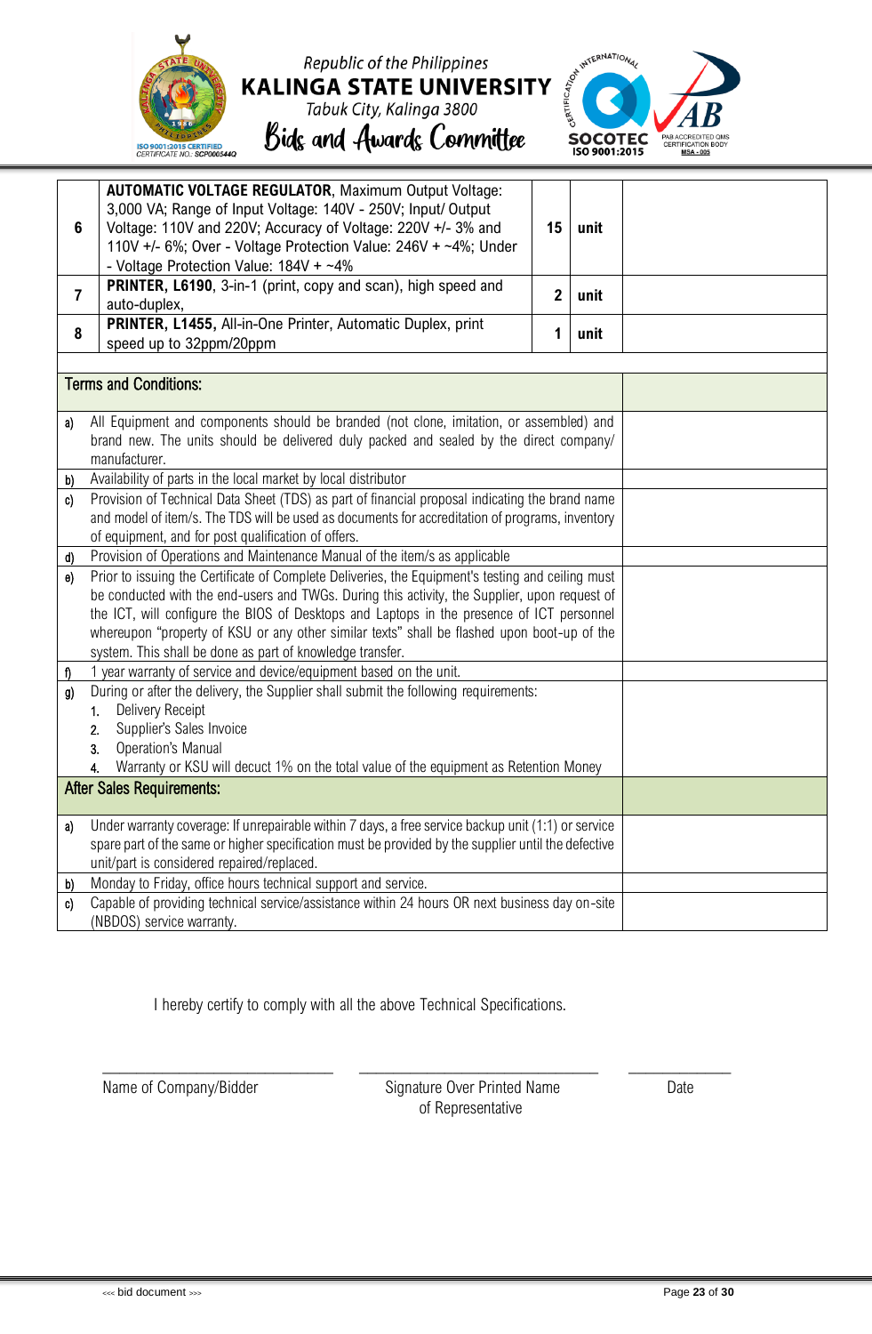Republic of the Philippines
**KALINGA STATE UNIVERSITY**
*Tabuk City, Kalinga 3800*
*Bids and Awards Committee*

| | | | | |
|---|---|---|---|---|
| 6 | **AUTOMATIC VOLTAGE REGULATOR**, Maximum Output Voltage: 3,000 VA; Range of Input Voltage: 140V - 250V; Input/ Output Voltage: 110V and 220V; Accuracy of Voltage: 220V +/- 3% and 110V +/- 6%; Over - Voltage Protection Value: 246V + ~4%; Under - Voltage Protection Value: 184V + ~4% | 15 | unit | |
| 7 | **PRINTER, L6190**, 3-in-1 (print, copy and scan), high speed and auto-duplex, | 2 | unit | |
| 8 | **PRINTER, L1455**, All-in-One Printer, Automatic Duplex, print speed up to 32ppm/20ppm | 1 | unit | |

| Terms and Conditions: | |
|---|---|
| a) All Equipment and components should be branded (not clone, imitation, or assembled) and brand new. The units should be delivered duly packed and sealed by the direct company/ manufacturer. | |
| b) Availability of parts in the local market by local distributor | |
| c) Provision of Technical Data Sheet (TDS) as part of financial proposal indicating the brand name and model of item/s. The TDS will be used as documents for accreditation of programs, inventory of equipment, and for post qualification of offers. | |
| d) Provision of Operations and Maintenance Manual of the item/s as applicable | |
| e) Prior to issuing the Certificate of Complete Deliveries, the Equipment's testing and ceiling must be conducted with the end-users and TWGs. During this activity, the Supplier, upon request of the ICT, will configure the BIOS of Desktops and Laptops in the presence of ICT personnel whereupon "property of KSU or any other similar texts" shall be flashed upon boot-up of the system. This shall be done as part of knowledge transfer. | |
| f) 1 year warranty of service and device/equipment based on the unit. | |
| g) During or after the delivery, the Supplier shall submit the following requirements: 1. Delivery Receipt 2. Supplier's Sales Invoice 3. Operation's Manual 4. Warranty or KSU will decuct 1% on the total value of the equipment as Retention Money | |
| **After Sales Requirements:** | |
| a) Under warranty coverage: If unrepairable within 7 days, a free service backup unit (1:1) or service spare part of the same or higher specification must be provided by the supplier until the defective unit/part is considered repaired/replaced. | |
| b) Monday to Friday, office hours technical support and service. | |
| c) Capable of providing technical service/assistance within 24 hours OR next business day on-site (NBDOS) service warranty. | |

I hereby certify to comply with all the above Technical Specifications.

\_\_\_\_\_\_\_\_\_\_\_\_\_\_\_\_\_\_\_\_\_\_\_\_ &nbsp;&nbsp; \_\_\_\_\_\_\_\_\_\_\_\_\_\_\_\_\_\_\_\_\_\_\_\_ &nbsp;&nbsp; \_\_\_\_\_\_\_\_\_\_\_\_

Name of Company/Bidder &nbsp;&nbsp; Signature Over Printed Name of Representative &nbsp;&nbsp; Date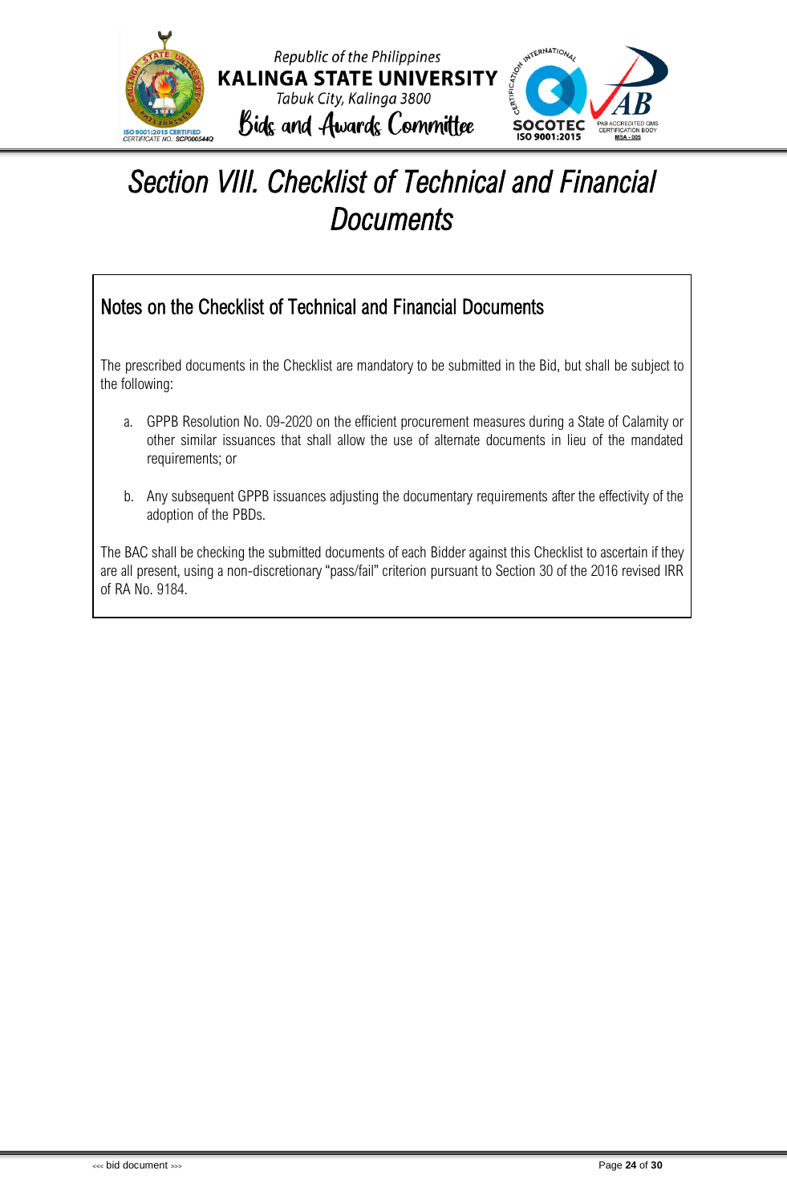# *Section VIII. Checklist of Technical and Financial Documents*

## Notes on the Checklist of Technical and Financial Documents

The prescribed documents in the Checklist are mandatory to be submitted in the Bid, but shall be subject to the following:

a. GPPB Resolution No. 09-2020 on the efficient procurement measures during a State of Calamity or other similar issuances that shall allow the use of alternate documents in lieu of the mandated requirements; or

b. Any subsequent GPPB issuances adjusting the documentary requirements after the effectivity of the adoption of the PBDs.

The BAC shall be checking the submitted documents of each Bidder against this Checklist to ascertain if they are all present, using a non-discretionary "pass/fail" criterion pursuant to Section 30 of the 2016 revised IRR of RA No. 9184.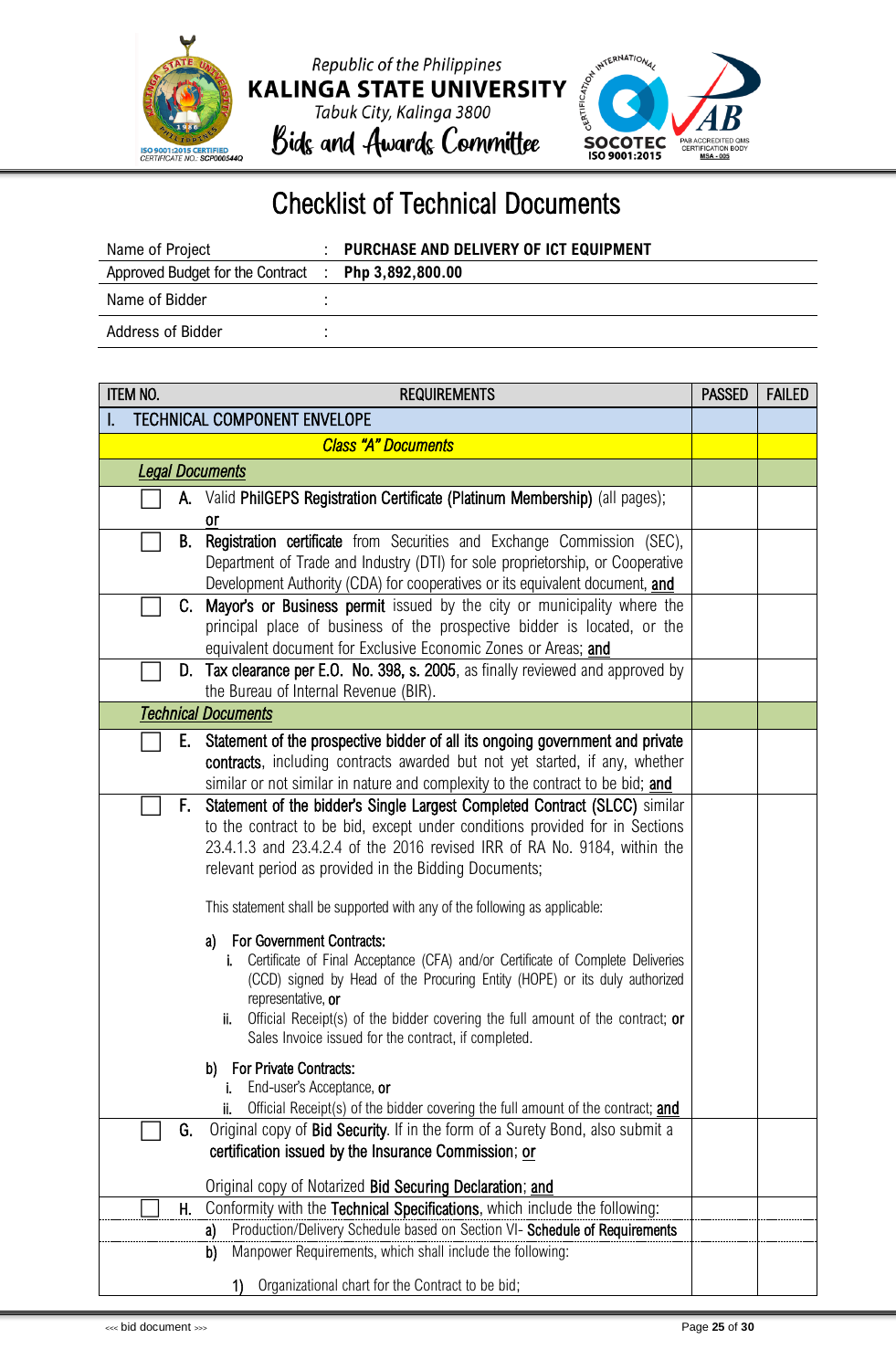Republic of the Philippines
**KALINGA STATE UNIVERSITY**
Tabuk City, Kalinga 3800
*Bids and Awards Committee*

# Checklist of Technical Documents

| | | |
|---|---|---|
| Name of Project | : | **PURCHASE AND DELIVERY OF ICT EQUIPMENT** |
| Approved Budget for the Contract | : | **Php 3,892,800.00** |
| Name of Bidder | : | |
| Address of Bidder | : | |

| ITEM NO. | REQUIREMENTS | PASSED | FAILED |
|---|---|---|---|
| I. TECHNICAL COMPONENT ENVELOPE | | | |
| | ***Class "A" Documents*** | | |
| ***Legal Documents*** | | | |
| ☐ **A.** | Valid **PhilGEPS Registration Certificate (Platinum Membership)** (all pages); **or** | | |
| ☐ **B.** | **Registration certificate** from Securities and Exchange Commission (SEC), Department of Trade and Industry (DTI) for sole proprietorship, or Cooperative Development Authority (CDA) for cooperatives or its equivalent document, **and** | | |
| ☐ **C.** | **Mayor's or Business permit** issued by the city or municipality where the principal place of business of the prospective bidder is located, or the equivalent document for Exclusive Economic Zones or Areas; **and** | | |
| ☐ **D.** | **Tax clearance per E.O. No. 398, s. 2005**, as finally reviewed and approved by the Bureau of Internal Revenue (BIR). | | |
| ***Technical Documents*** | | | |
| ☐ **E.** | **Statement of the prospective bidder of all its ongoing government and private contracts**, including contracts awarded but not yet started, if any, whether similar or not similar in nature and complexity to the contract to be bid; **and** | | |
| ☐ **F.** | **Statement of the bidder's Single Largest Completed Contract (SLCC)** similar to the contract to be bid, except under conditions provided for in Sections 23.4.1.3 and 23.4.2.4 of the 2016 revised IRR of RA No. 9184, within the relevant period as provided in the Bidding Documents;<br><br>This statement shall be supported with any of the following as applicable:<br><br>a) **For Government Contracts:**<br>i. Certificate of Final Acceptance (CFA) and/or Certificate of Complete Deliveries (CCD) signed by Head of the Procuring Entity (HOPE) or its duly authorized representative, **or**<br>ii. Official Receipt(s) of the bidder covering the full amount of the contract; **or** Sales Invoice issued for the contract, if completed.<br><br>b) **For Private Contracts:**<br>i. End-user's Acceptance, **or**<br>ii. Official Receipt(s) of the bidder covering the full amount of the contract; **and** | | |
| ☐ **G.** | Original copy of **Bid Security**. If in the form of a Surety Bond, also submit a **certification issued by the Insurance Commission**; **or**<br><br>Original copy of Notarized **Bid Securing Declaration**; **and** | | |
| ☐ **H.** | Conformity with the **Technical Specifications**, which include the following: | | |
| | a) Production/Delivery Schedule based on Section VI- **Schedule of Requirements** | | |
| | b) Manpower Requirements, which shall include the following:<br><br>1) Organizational chart for the Contract to be bid; | | |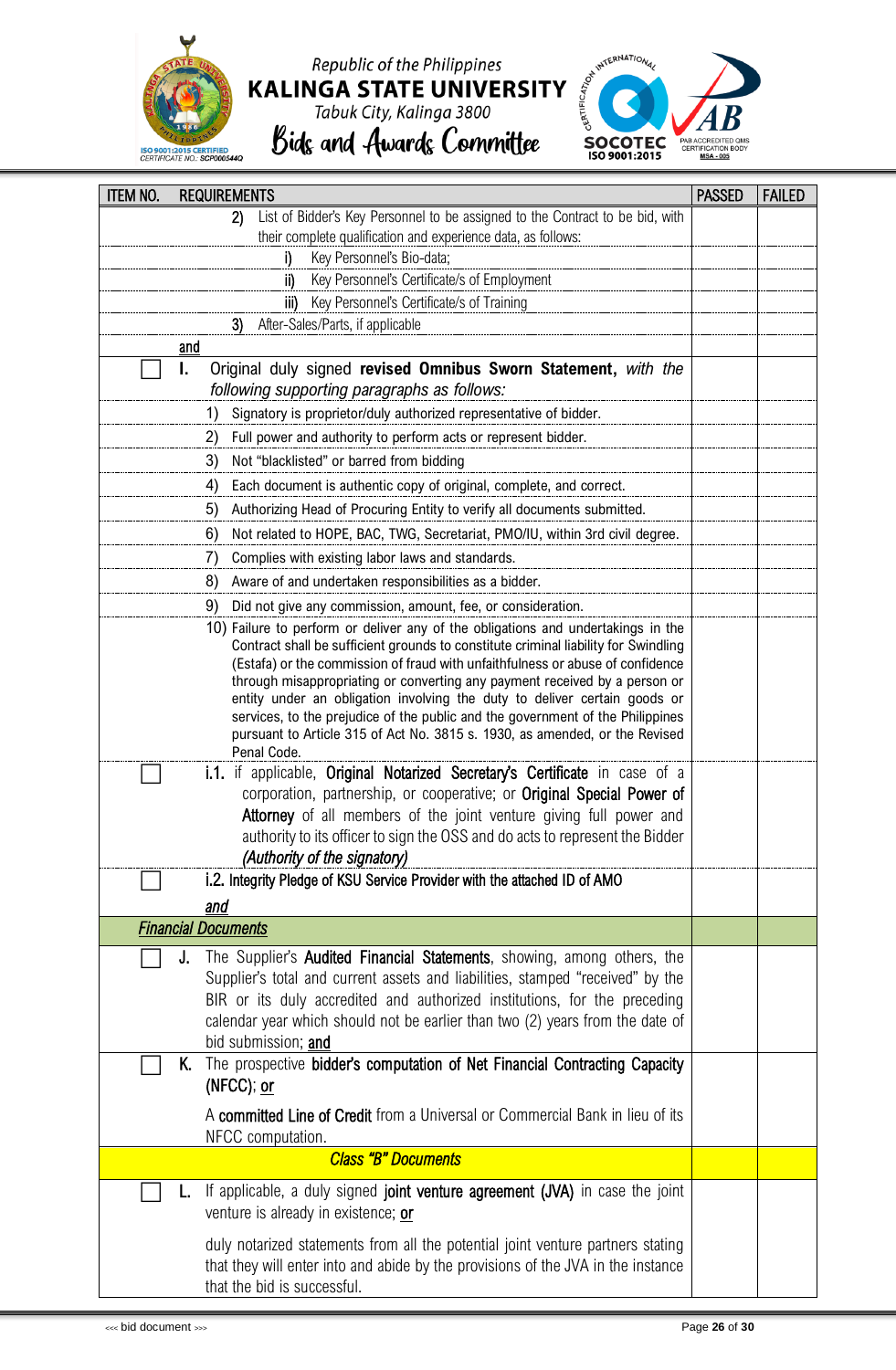| ITEM NO. | REQUIREMENTS | PASSED | FAILED |
|---|---|---|---|
| | 2) List of Bidder's Key Personnel to be assigned to the Contract to be bid, with their complete qualification and experience data, as follows: | | |
| | i) Key Personnel's Bio-data; | | |
| | ii) Key Personnel's Certificate/s of Employment | | |
| | iii) Key Personnel's Certificate/s of Training | | |
| | 3) After-Sales/Parts, if applicable | | |
| | <u>and</u> | | |
| ☐ | **I.** Original duly signed **revised Omnibus Sworn Statement,** *with the following supporting paragraphs as follows:* | | |
| | 1) Signatory is proprietor/duly authorized representative of bidder. | | |
| | 2) Full power and authority to perform acts or represent bidder. | | |
| | 3) Not "blacklisted" or barred from bidding | | |
| | 4) Each document is authentic copy of original, complete, and correct. | | |
| | 5) Authorizing Head of Procuring Entity to verify all documents submitted. | | |
| | 6) Not related to HOPE, BAC, TWG, Secretariat, PMO/IU, within 3rd civil degree. | | |
| | 7) Complies with existing labor laws and standards. | | |
| | 8) Aware of and undertaken responsibilities as a bidder. | | |
| | 9) Did not give any commission, amount, fee, or consideration. | | |
| | 10) Failure to perform or deliver any of the obligations and undertakings in the Contract shall be sufficient grounds to constitute criminal liability for Swindling (Estafa) or the commission of fraud with unfaithfulness or abuse of confidence through misappropriating or converting any payment received by a person or entity under an obligation involving the duty to deliver certain goods or services, to the prejudice of the public and the government of the Philippines pursuant to Article 315 of Act No. 3815 s. 1930, as amended, or the Revised Penal Code. | | |
| ☐ | **i.1.** if applicable, **Original Notarized Secretary's Certificate** in case of a corporation, partnership, or cooperative; or **Original Special Power of Attorney** of all members of the joint venture giving full power and authority to its officer to sign the OSS and do acts to represent the Bidder *(Authority of the signatory)* | | |
| ☐ | **i.2. Integrity Pledge of KSU Service Provider with the attached ID of AMO** | | |
| | ***<u>and</u>*** | | |
| ***<u>Financial Documents</u>*** | | | |
| ☐ | **J.** The Supplier's **Audited Financial Statements**, showing, among others, the Supplier's total and current assets and liabilities, stamped "received" by the BIR or its duly accredited and authorized institutions, for the preceding calendar year which should not be earlier than two (2) years from the date of bid submission; **<u>and</u>** | | |
| ☐ | **K.** The prospective **bidder's computation of Net Financial Contracting Capacity (NFCC)**; **<u>or</u>**<br><br>A **committed Line of Credit** from a Universal or Commercial Bank in lieu of its NFCC computation. | | |
| | ***Class "B" Documents*** | | |
| ☐ | **L.** If applicable, a duly signed **joint venture agreement (JVA)** in case the joint venture is already in existence; **<u>or</u>**<br><br>duly notarized statements from all the potential joint venture partners stating that they will enter into and abide by the provisions of the JVA in the instance that the bid is successful. | | |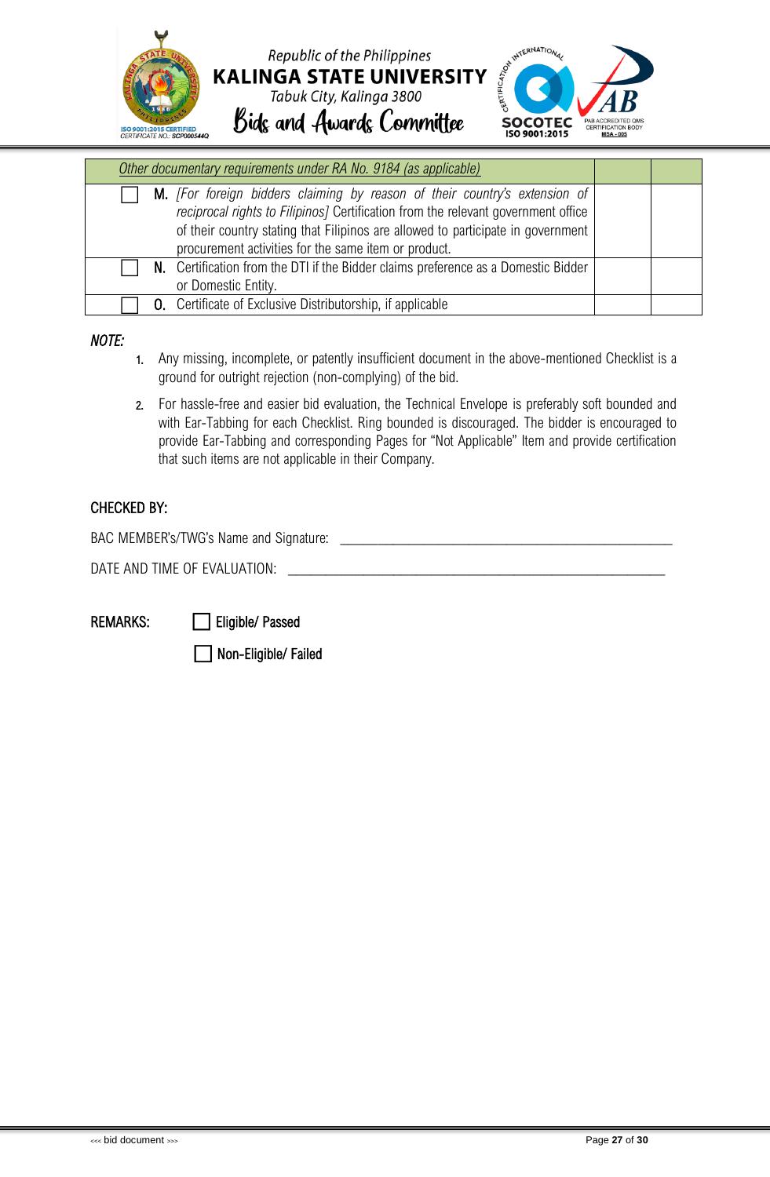| *Other documentary requirements under RA No. 9184 (as applicable)* | | |
|---|---|---|
| ☐ **M.** *[For foreign bidders claiming by reason of their country's extension of reciprocal rights to Filipinos]* Certification from the relevant government office of their country stating that Filipinos are allowed to participate in government procurement activities for the same item or product. | | |
| ☐ **N.** Certification from the DTI if the Bidder claims preference as a Domestic Bidder or Domestic Entity. | | |
| ☐ **O.** Certificate of Exclusive Distributorship, if applicable | | |

*NOTE:*

1. Any missing, incomplete, or patently insufficient document in the above-mentioned Checklist is a ground for outright rejection (non-complying) of the bid.
2. For hassle-free and easier bid evaluation, the Technical Envelope is preferably soft bounded and with Ear-Tabbing for each Checklist. Ring bounded is discouraged. The bidder is encouraged to provide Ear-Tabbing and corresponding Pages for "Not Applicable" Item and provide certification that such items are not applicable in their Company.

CHECKED BY:

BAC MEMBER's/TWG's Name and Signature: ______________________________________________

DATE AND TIME OF EVALUATION: ______________________________________________

REMARKS: ☐ Eligible/ Passed

☐ Non-Eligible/ Failed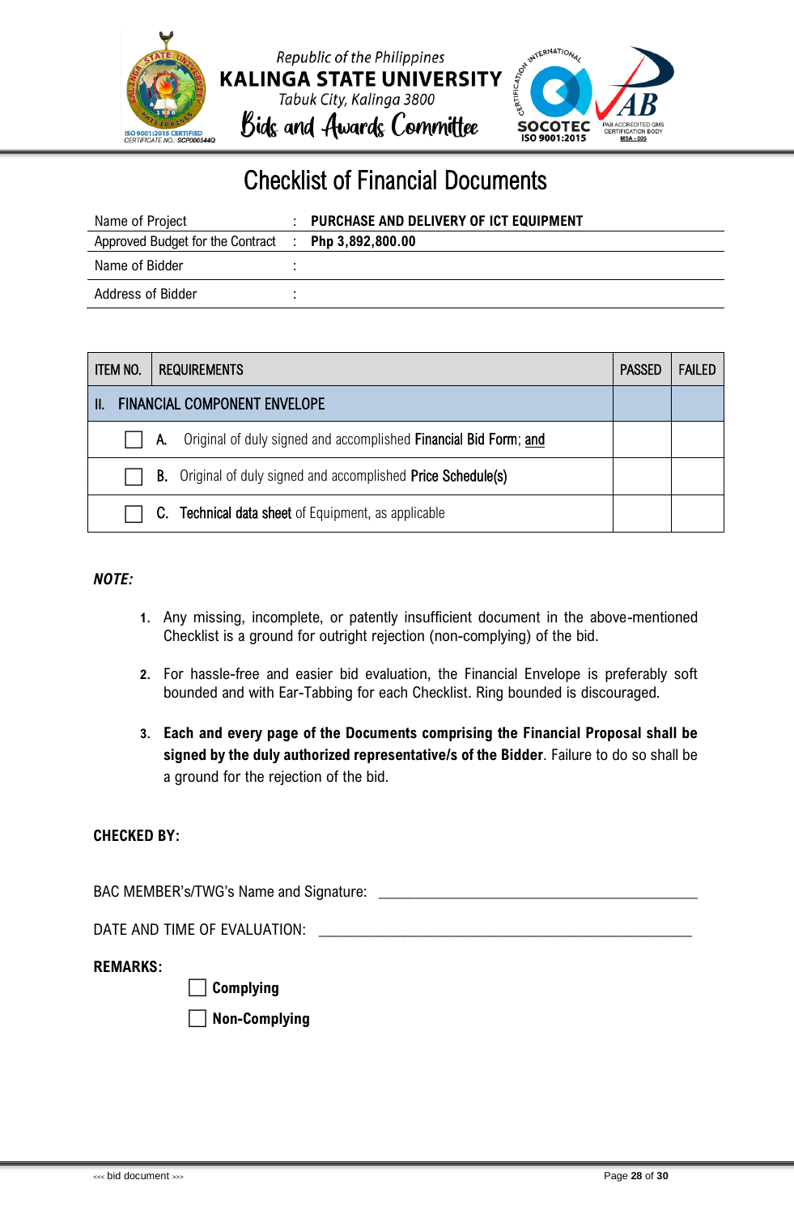Republic of the Philippines
**KALINGA STATE UNIVERSITY**
Tabuk City, Kalinga 3800
Bids and Awards Committee

# Checklist of Financial Documents

| | | |
|---|---|---|
| Name of Project | : | **PURCHASE AND DELIVERY OF ICT EQUIPMENT** |
| Approved Budget for the Contract | : | **Php 3,892,800.00** |
| Name of Bidder | : | |
| Address of Bidder | : | |

| ITEM NO. | REQUIREMENTS | PASSED | FAILED |
|---|---|---|---|
| II. | FINANCIAL COMPONENT ENVELOPE | | |
| ☐ | A. Original of duly signed and accomplished **Financial Bid Form**; and | | |
| ☐ | **B.** Original of duly signed and accomplished **Price Schedule(s)** | | |
| ☐ | C. **Technical data sheet** of Equipment, as applicable | | |

***NOTE:***

1. Any missing, incomplete, or patently insufficient document in the above-mentioned Checklist is a ground for outright rejection (non-complying) of the bid.
2. For hassle-free and easier bid evaluation, the Financial Envelope is preferably soft bounded and with Ear-Tabbing for each Checklist. Ring bounded is discouraged.
3. **Each and every page of the Documents comprising the Financial Proposal shall be signed by the duly authorized representative/s of the Bidder**. Failure to do so shall be a ground for the rejection of the bid.

**CHECKED BY:**

BAC MEMBER's/TWG's Name and Signature: ____________________________________________

DATE AND TIME OF EVALUATION: ____________________________________________

**REMARKS:**

☐ **Complying**

☐ **Non-Complying**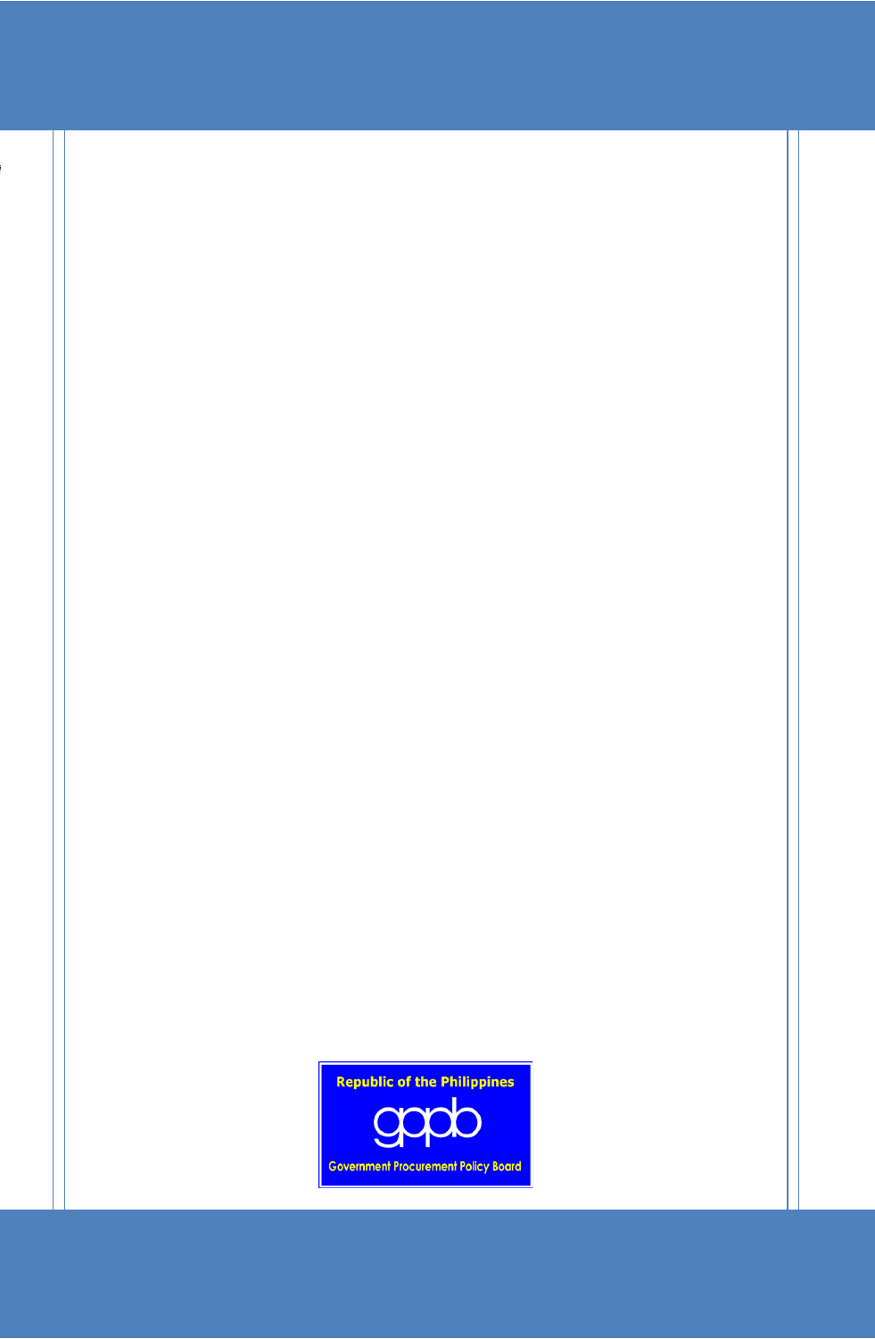Republic of the Philippines

gppb

Government Procurement Policy Board